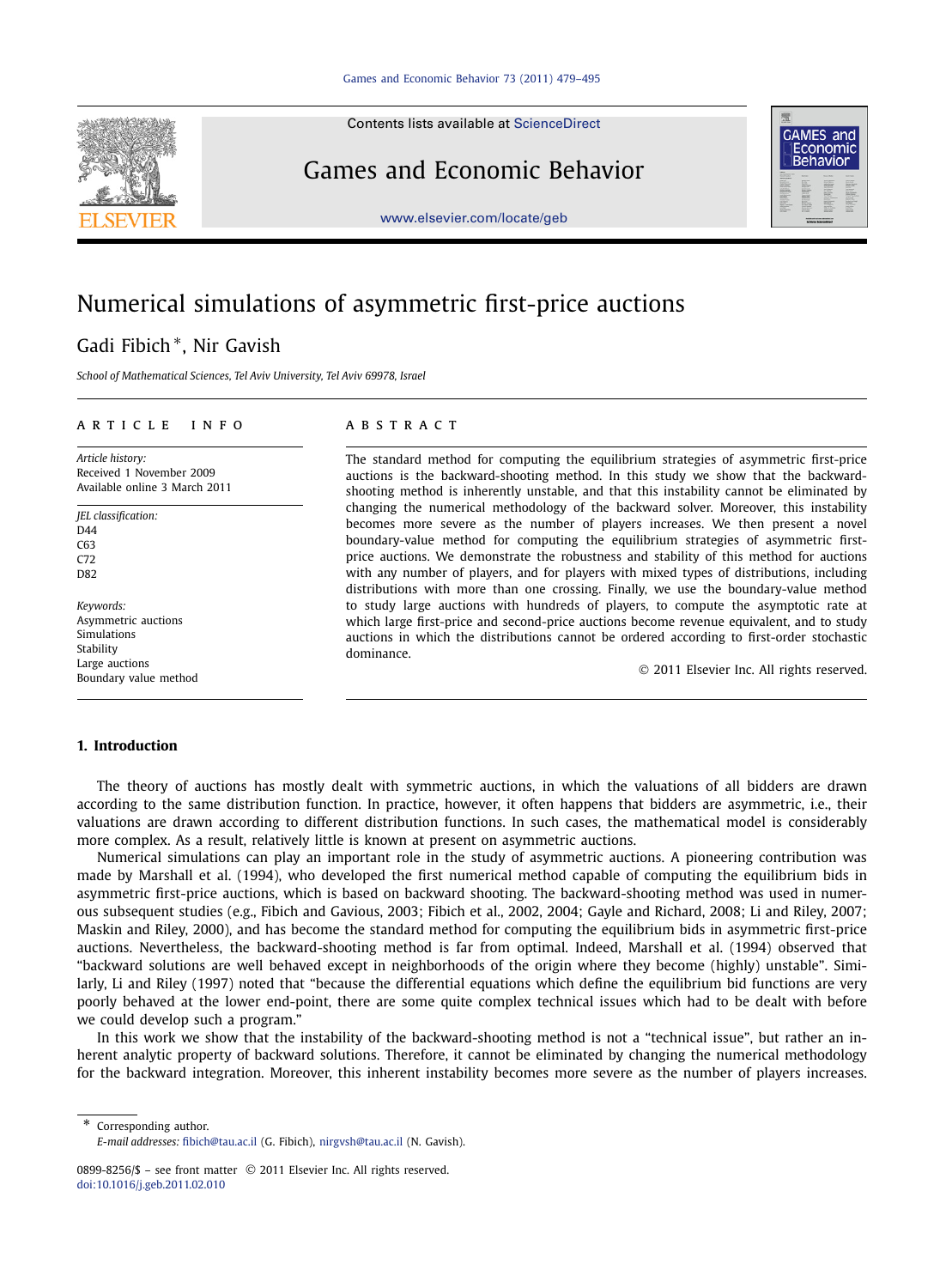# Numerical simulations of asymmetric first-price auctions

Gadi Fibich *, Nir Gavish

*School of Mathematical Sciences, Tel Aviv University, Tel Aviv 69978, Israel*

**ARTICLE INFO**

*Article history:*
Received 1 November 2009
Available online 3 March 2011

*JEL classification:*
D44
C63
C72
D82

*Keywords:*
Asymmetric auctions
Simulations
Stability
Large auctions
Boundary value method

**ABSTRACT**

The standard method for computing the equilibrium strategies of asymmetric first-price auctions is the backward-shooting method. In this study we show that the backward-shooting method is inherently unstable, and that this instability cannot be eliminated by changing the numerical methodology of the backward solver. Moreover, this instability becomes more severe as the number of players increases. We then present a novel boundary-value method for computing the equilibrium strategies of asymmetric first-price auctions. We demonstrate the robustness and stability of this method for auctions with any number of players, and for players with mixed types of distributions, including distributions with more than one crossing. Finally, we use the boundary-value method to study large auctions with hundreds of players, to compute the asymptotic rate at which large first-price and second-price auctions become revenue equivalent, and to study auctions in which the distributions cannot be ordered according to first-order stochastic dominance.

© 2011 Elsevier Inc. All rights reserved.

## 1. Introduction

The theory of auctions has mostly dealt with symmetric auctions, in which the valuations of all bidders are drawn according to the same distribution function. In practice, however, it often happens that bidders are asymmetric, i.e., their valuations are drawn according to different distribution functions. In such cases, the mathematical model is considerably more complex. As a result, relatively little is known at present on asymmetric auctions.

Numerical simulations can play an important role in the study of asymmetric auctions. A pioneering contribution was made by Marshall et al. (1994), who developed the first numerical method capable of computing the equilibrium bids in asymmetric first-price auctions, which is based on backward shooting. The backward-shooting method was used in numerous subsequent studies (e.g., Fibich and Gavious, 2003; Fibich et al., 2002, 2004; Gayle and Richard, 2008; Li and Riley, 2007; Maskin and Riley, 2000), and has become the standard method for computing the equilibrium bids in asymmetric first-price auctions. Nevertheless, the backward-shooting method is far from optimal. Indeed, Marshall et al. (1994) observed that "backward solutions are well behaved except in neighborhoods of the origin where they become (highly) unstable". Similarly, Li and Riley (1997) noted that "because the differential equations which define the equilibrium bid functions are very poorly behaved at the lower end-point, there are some quite complex technical issues which had to be dealt with before we could develop such a program."

In this work we show that the instability of the backward-shooting method is not a "technical issue", but rather an inherent analytic property of backward solutions. Therefore, it cannot be eliminated by changing the numerical methodology for the backward integration. Moreover, this inherent instability becomes more severe as the number of players increases.

---

* Corresponding author.
*E-mail addresses:* fibich@tau.ac.il (G. Fibich), nirgvsh@tau.ac.il (N. Gavish).

0899-8256/$ – see front matter © 2011 Elsevier Inc. All rights reserved.
doi:10.1016/j.geb.2011.02.010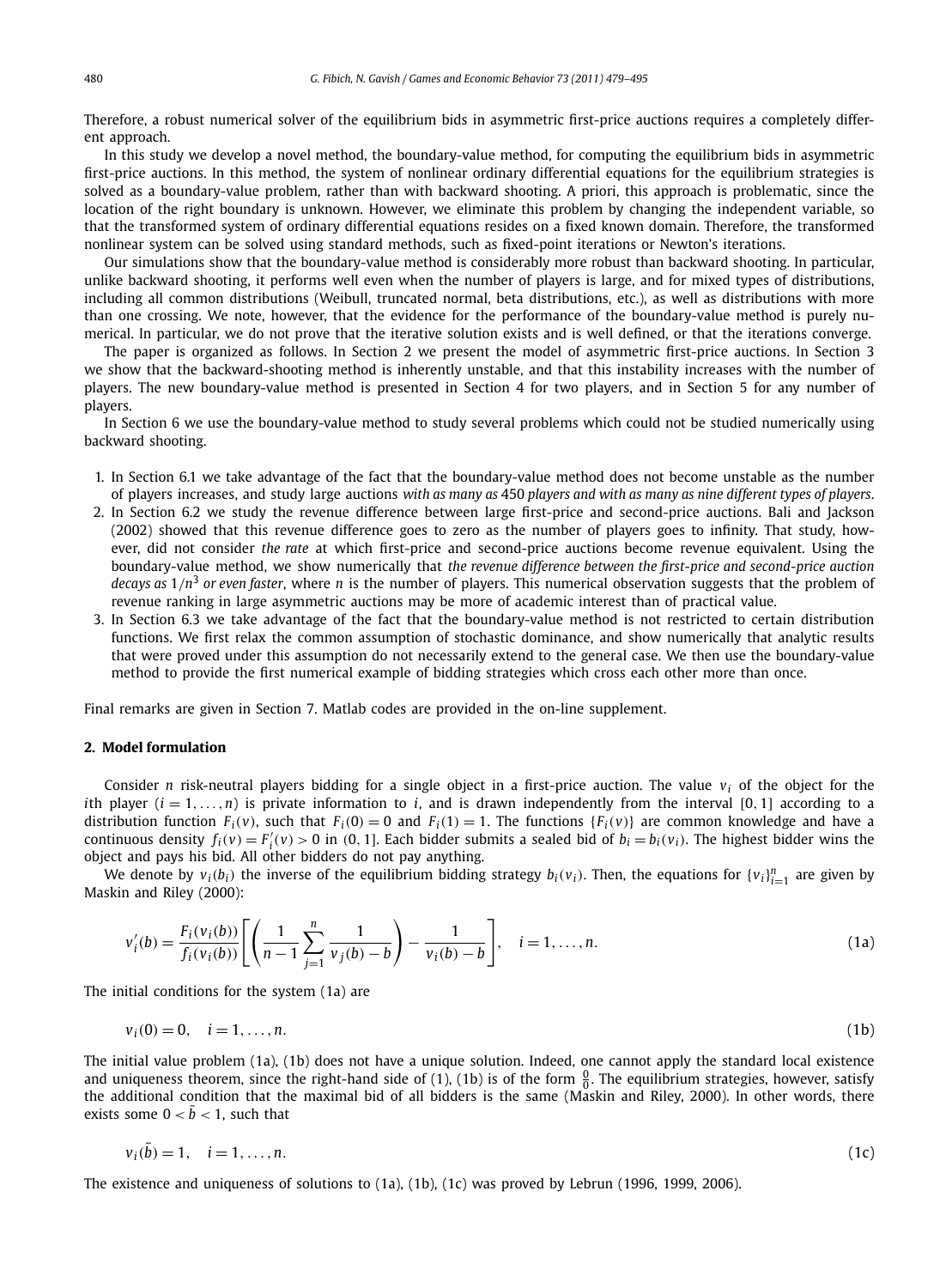Therefore, a robust numerical solver of the equilibrium bids in asymmetric first-price auctions requires a completely different approach.

In this study we develop a novel method, the boundary-value method, for computing the equilibrium bids in asymmetric first-price auctions. In this method, the system of nonlinear ordinary differential equations for the equilibrium strategies is solved as a boundary-value problem, rather than with backward shooting. A priori, this approach is problematic, since the location of the right boundary is unknown. However, we eliminate this problem by changing the independent variable, so that the transformed system of ordinary differential equations resides on a fixed known domain. Therefore, the transformed nonlinear system can be solved using standard methods, such as fixed-point iterations or Newton's iterations.

Our simulations show that the boundary-value method is considerably more robust than backward shooting. In particular, unlike backward shooting, it performs well even when the number of players is large, and for mixed types of distributions, including all common distributions (Weibull, truncated normal, beta distributions, etc.), as well as distributions with more than one crossing. We note, however, that the evidence for the performance of the boundary-value method is purely numerical. In particular, we do not prove that the iterative solution exists and is well defined, or that the iterations converge.

The paper is organized as follows. In Section 2 we present the model of asymmetric first-price auctions. In Section 3 we show that the backward-shooting method is inherently unstable, and that this instability increases with the number of players. The new boundary-value method is presented in Section 4 for two players, and in Section 5 for any number of players.

In Section 6 we use the boundary-value method to study several problems which could not be studied numerically using backward shooting.

1. In Section 6.1 we take advantage of the fact that the boundary-value method does not become unstable as the number of players increases, and study large auctions *with as many as* 450 *players and with as many as nine different types of players*.
2. In Section 6.2 we study the revenue difference between large first-price and second-price auctions. Bali and Jackson (2002) showed that this revenue difference goes to zero as the number of players goes to infinity. That study, however, did not consider *the rate* at which first-price and second-price auctions become revenue equivalent. Using the boundary-value method, we show numerically that *the revenue difference between the first-price and second-price auction decays as* $1/n^3$ *or even faster*, where $n$ is the number of players. This numerical observation suggests that the problem of revenue ranking in large asymmetric auctions may be more of academic interest than of practical value.
3. In Section 6.3 we take advantage of the fact that the boundary-value method is not restricted to certain distribution functions. We first relax the common assumption of stochastic dominance, and show numerically that analytic results that were proved under this assumption do not necessarily extend to the general case. We then use the boundary-value method to provide the first numerical example of bidding strategies which cross each other more than once.

Final remarks are given in Section 7. Matlab codes are provided in the on-line supplement.

## 2. Model formulation

Consider $n$ risk-neutral players bidding for a single object in a first-price auction. The value $v_i$ of the object for the $i$th player ($i = 1, \ldots, n$) is private information to $i$, and is drawn independently from the interval $[0, 1]$ according to a distribution function $F_i(v)$, such that $F_i(0) = 0$ and $F_i(1) = 1$. The functions $\{F_i(v)\}$ are common knowledge and have a continuous density $f_i(v) = F_i'(v) > 0$ in $(0, 1]$. Each bidder submits a sealed bid of $b_i = b_i(v_i)$. The highest bidder wins the object and pays his bid. All other bidders do not pay anything.

We denote by $v_i(b_i)$ the inverse of the equilibrium bidding strategy $b_i(v_i)$. Then, the equations for $\{v_i\}_{i=1}^n$ are given by Maskin and Riley (2000):

$$v_i'(b) = \frac{F_i(v_i(b))}{f_i(v_i(b))}\left[\left(\frac{1}{n-1}\sum_{j=1}^{n}\frac{1}{v_j(b)-b}\right) - \frac{1}{v_i(b)-b}\right], \quad i = 1, \ldots, n. \tag{1a}$$

The initial conditions for the system (1a) are

$$v_i(0) = 0, \quad i = 1, \ldots, n. \tag{1b}$$

The initial value problem (1a), (1b) does not have a unique solution. Indeed, one cannot apply the standard local existence and uniqueness theorem, since the right-hand side of (1), (1b) is of the form $\frac{0}{0}$. The equilibrium strategies, however, satisfy the additional condition that the maximal bid of all bidders is the same (Maskin and Riley, 2000). In other words, there exists some $0 < \bar{b} < 1$, such that

$$v_i(\bar{b}) = 1, \quad i = 1, \ldots, n. \tag{1c}$$

The existence and uniqueness of solutions to (1a), (1b), (1c) was proved by Lebrun (1996, 1999, 2006).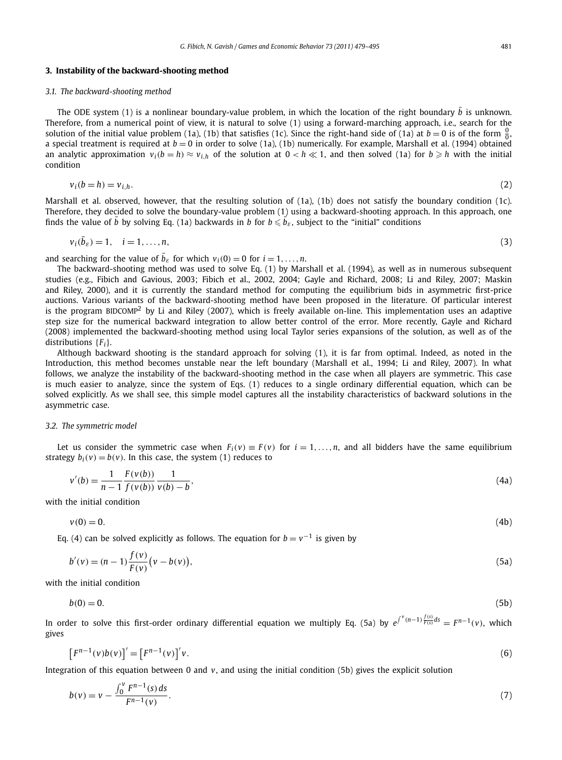## 3. Instability of the backward-shooting method

### 3.1. The backward-shooting method

The ODE system (1) is a nonlinear boundary-value problem, in which the location of the right boundary $\bar{b}$ is unknown. Therefore, from a numerical point of view, it is natural to solve (1) using a forward-marching approach, i.e., search for the solution of the initial value problem (1a), (1b) that satisfies (1c). Since the right-hand side of (1a) at $b = 0$ is of the form $\frac{0}{0}$, a special treatment is required at $b = 0$ in order to solve (1a), (1b) numerically. For example, Marshall et al. (1994) obtained an analytic approximation $v_i(b = h) \approx v_{i,h}$ of the solution at $0 < h \ll 1$, and then solved (1a) for $b \geqslant h$ with the initial condition

$$v_i(b = h) = v_{i,h}. \tag{2}$$

Marshall et al. observed, however, that the resulting solution of (1a), (1b) does not satisfy the boundary condition (1c). Therefore, they decided to solve the boundary-value problem (1) using a backward-shooting approach. In this approach, one finds the value of $\bar{b}$ by solving Eq. (1a) backwards in $b$ for $b \leqslant \bar{b}_\varepsilon$, subject to the "initial" conditions

$$v_i(\bar{b}_\varepsilon) = 1, \quad i = 1, \ldots, n, \tag{3}$$

and searching for the value of $\bar{b}_\varepsilon$ for which $v_i(0) = 0$ for $i = 1, \ldots, n$.

The backward-shooting method was used to solve Eq. (1) by Marshall et al. (1994), as well as in numerous subsequent studies (e.g., Fibich and Gavious, 2003; Fibich et al., 2002, 2004; Gayle and Richard, 2008; Li and Riley, 2007; Maskin and Riley, 2000), and it is currently the standard method for computing the equilibrium bids in asymmetric first-price auctions. Various variants of the backward-shooting method have been proposed in the literature. Of particular interest is the program BIDCOMP[2] by Li and Riley (2007), which is freely available on-line. This implementation uses an adaptive step size for the numerical backward integration to allow better control of the error. More recently, Gayle and Richard (2008) implemented the backward-shooting method using local Taylor series expansions of the solution, as well as of the distributions $\{F_i\}$.

Although backward shooting is the standard approach for solving (1), it is far from optimal. Indeed, as noted in the Introduction, this method becomes unstable near the left boundary (Marshall et al., 1994; Li and Riley, 2007). In what follows, we analyze the instability of the backward-shooting method in the case when all players are symmetric. This case is much easier to analyze, since the system of Eqs. (1) reduces to a single ordinary differential equation, which can be solved explicitly. As we shall see, this simple model captures all the instability characteristics of backward solutions in the asymmetric case.

### 3.2. The symmetric model

Let us consider the symmetric case when $F_i(v) \equiv F(v)$ for $i = 1, \ldots, n$, and all bidders have the same equilibrium strategy $b_i(v) = b(v)$. In this case, the system (1) reduces to

$$v'(b) = \frac{1}{n-1} \frac{F(v(b))}{f(v(b))} \frac{1}{v(b) - b}, \tag{4a}$$

with the initial condition

$$v(0) = 0. \tag{4b}$$

Eq. (4) can be solved explicitly as follows. The equation for $b = v^{-1}$ is given by

$$b'(v) = (n-1) \frac{f(v)}{F(v)} \big(v - b(v)\big), \tag{5a}$$

with the initial condition

$$b(0) = 0. \tag{5b}$$

In order to solve this first-order ordinary differential equation we multiply Eq. (5a) by $e^{\int^v (n-1) \frac{f(s)}{F(s)} ds} = F^{n-1}(v)$, which gives

$$\big[F^{n-1}(v) b(v)\big]' = \big[F^{n-1}(v)\big]' v. \tag{6}$$

Integration of this equation between 0 and $v$, and using the initial condition (5b) gives the explicit solution

$$b(v) = v - \frac{\int_0^v F^{n-1}(s)\, ds}{F^{n-1}(v)}. \tag{7}$$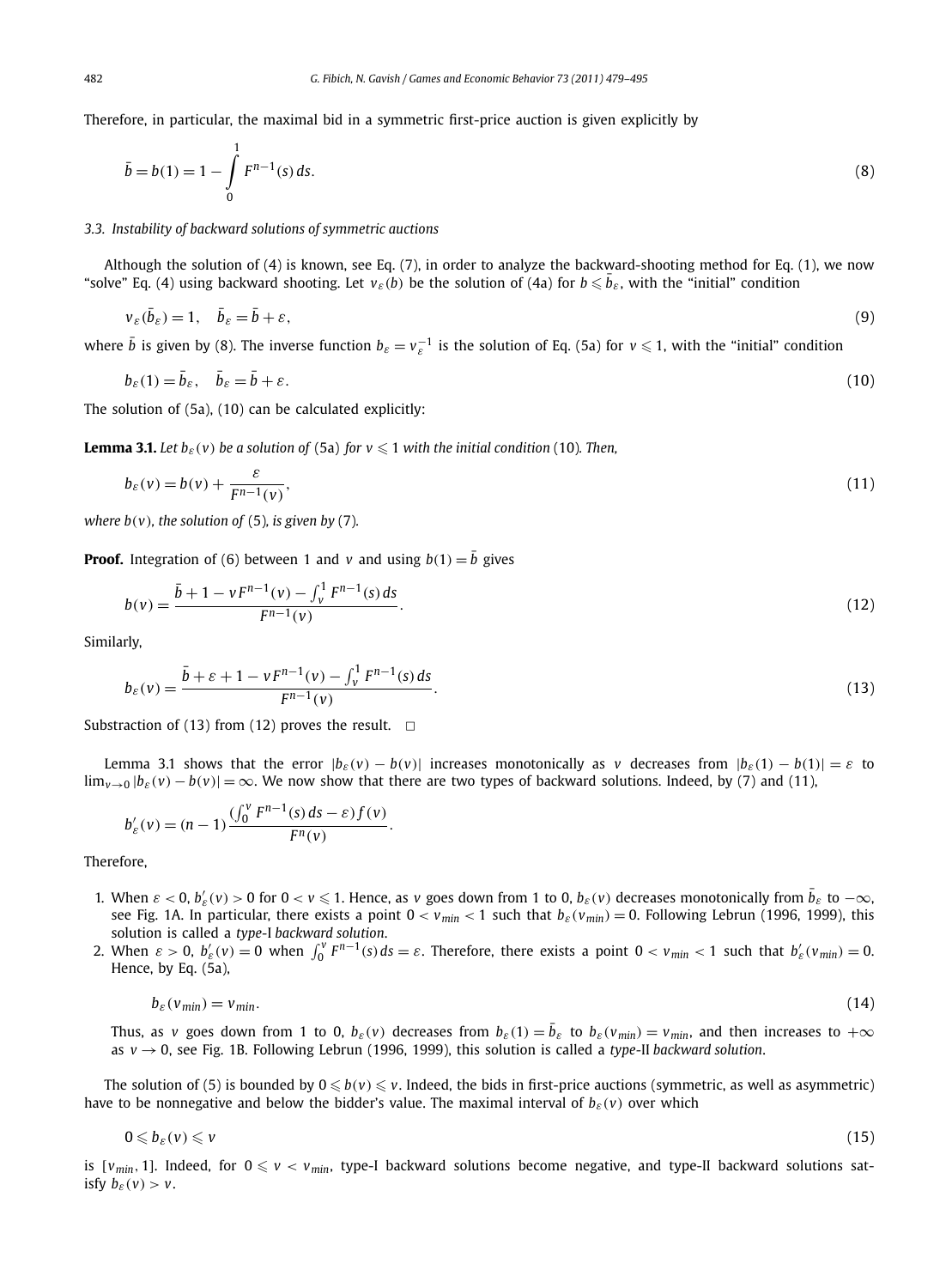Therefore, in particular, the maximal bid in a symmetric first-price auction is given explicitly by

$$\bar{b} = b(1) = 1 - \int_0^1 F^{n-1}(s)\,ds. \tag{8}$$

### 3.3. Instability of backward solutions of symmetric auctions

Although the solution of (4) is known, see Eq. (7), in order to analyze the backward-shooting method for Eq. (1), we now "solve" Eq. (4) using backward shooting. Let $v_\varepsilon(b)$ be the solution of (4a) for $b \leqslant \bar{b}_\varepsilon$, with the "initial" condition

$$v_\varepsilon(\bar{b}_\varepsilon) = 1, \quad \bar{b}_\varepsilon = \bar{b} + \varepsilon, \tag{9}$$

where $\bar{b}$ is given by (8). The inverse function $b_\varepsilon = v_\varepsilon^{-1}$ is the solution of Eq. (5a) for $v \leqslant 1$, with the "initial" condition

$$b_\varepsilon(1) = \bar{b}_\varepsilon, \quad \bar{b}_\varepsilon = \bar{b} + \varepsilon. \tag{10}$$

The solution of (5a), (10) can be calculated explicitly:

**Lemma 3.1.** *Let $b_\varepsilon(v)$ be a solution of* (5a) *for $v \leqslant 1$ with the initial condition* (10)*. Then,*

$$b_\varepsilon(v) = b(v) + \frac{\varepsilon}{F^{n-1}(v)}, \tag{11}$$

*where $b(v)$, the solution of* (5)*, is given by* (7)*.*

**Proof.** Integration of (6) between 1 and $v$ and using $b(1) = \bar{b}$ gives

$$b(v) = \frac{\bar{b} + 1 - vF^{n-1}(v) - \int_v^1 F^{n-1}(s)\,ds}{F^{n-1}(v)}. \tag{12}$$

Similarly,

$$b_\varepsilon(v) = \frac{\bar{b} + \varepsilon + 1 - vF^{n-1}(v) - \int_v^1 F^{n-1}(s)\,ds}{F^{n-1}(v)}. \tag{13}$$

Substraction of (13) from (12) proves the result. $\square$

Lemma 3.1 shows that the error $|b_\varepsilon(v) - b(v)|$ increases monotonically as $v$ decreases from $|b_\varepsilon(1) - b(1)| = \varepsilon$ to $\lim_{v\to 0} |b_\varepsilon(v) - b(v)| = \infty$. We now show that there are two types of backward solutions. Indeed, by (7) and (11),

$$b'_\varepsilon(v) = (n-1)\frac{(\int_0^v F^{n-1}(s)\,ds - \varepsilon) f(v)}{F^n(v)}.$$

Therefore,

1. When $\varepsilon < 0$, $b'_\varepsilon(v) > 0$ for $0 < v \leqslant 1$. Hence, as $v$ goes down from 1 to 0, $b_\varepsilon(v)$ decreases monotonically from $\bar{b}_\varepsilon$ to $-\infty$, see Fig. 1A. In particular, there exists a point $0 < v_{min} < 1$ such that $b_\varepsilon(v_{min}) = 0$. Following Lebrun (1996, 1999), this solution is called a *type*-I *backward solution*.
2. When $\varepsilon > 0$, $b'_\varepsilon(v) = 0$ when $\int_0^v F^{n-1}(s)\,ds = \varepsilon$. Therefore, there exists a point $0 < v_{min} < 1$ such that $b'_\varepsilon(v_{min}) = 0$. Hence, by Eq. (5a),

$$b_\varepsilon(v_{min}) = v_{min}. \tag{14}$$

   Thus, as $v$ goes down from 1 to 0, $b_\varepsilon(v)$ decreases from $b_\varepsilon(1) = \bar{b}_\varepsilon$ to $b_\varepsilon(v_{min}) = v_{min}$, and then increases to $+\infty$ as $v \to 0$, see Fig. 1B. Following Lebrun (1996, 1999), this solution is called a *type*-II *backward solution*.

The solution of (5) is bounded by $0 \leqslant b(v) \leqslant v$. Indeed, the bids in first-price auctions (symmetric, as well as asymmetric) have to be nonnegative and below the bidder's value. The maximal interval of $b_\varepsilon(v)$ over which

$$0 \leqslant b_\varepsilon(v) \leqslant v \tag{15}$$

is $[v_{min}, 1]$. Indeed, for $0 \leqslant v < v_{min}$, type-I backward solutions become negative, and type-II backward solutions satisfy $b_\varepsilon(v) > v$.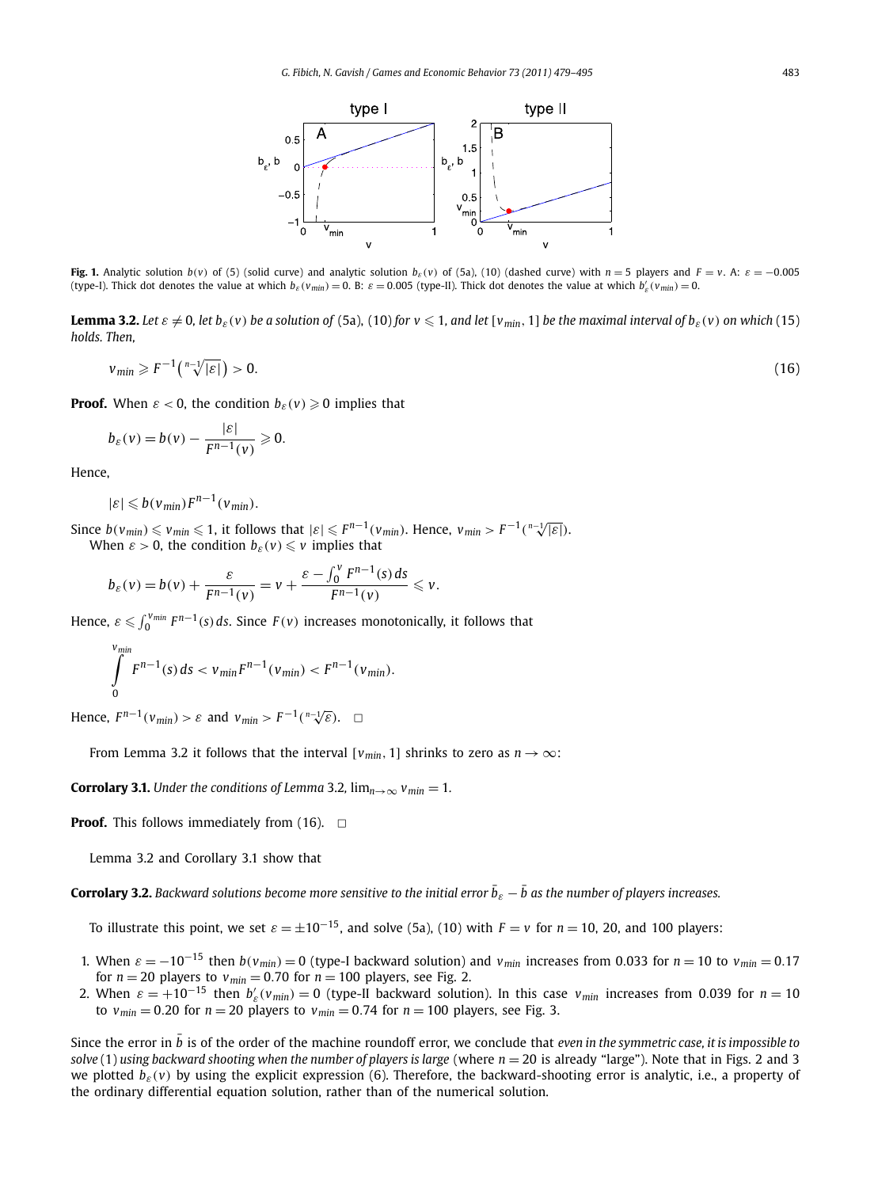**Fig. 1.** Analytic solution $b(v)$ of (5) (solid curve) and analytic solution $b_\varepsilon(v)$ of (5a), (10) (dashed curve) with $n = 5$ players and $F = v$. A: $\varepsilon = -0.005$ (type-I). Thick dot denotes the value at which $b_\varepsilon(v_{min}) = 0$. B: $\varepsilon = 0.005$ (type-II). Thick dot denotes the value at which $b'_\varepsilon(v_{min}) = 0$.

**Lemma 3.2.** *Let $\varepsilon \neq 0$, let $b_\varepsilon(v)$ be a solution of* (5a), (10) *for $v \leqslant 1$, and let $[v_{min}, 1]$ be the maximal interval of $b_\varepsilon(v)$ on which* (15) *holds. Then,*

$$v_{min} \geqslant F^{-1}\left(\sqrt[n-1]{|\varepsilon|}\right) > 0. \tag{16}$$

**Proof.** When $\varepsilon < 0$, the condition $b_\varepsilon(v) \geqslant 0$ implies that

$$b_\varepsilon(v) = b(v) - \frac{|\varepsilon|}{F^{n-1}(v)} \geqslant 0.$$

Hence,

$$|\varepsilon| \leqslant b(v_{min}) F^{n-1}(v_{min}).$$

Since $b(v_{min}) \leqslant v_{min} \leqslant 1$, it follows that $|\varepsilon| \leqslant F^{n-1}(v_{min})$. Hence, $v_{min} > F^{-1}(\sqrt[n-1]{|\varepsilon|})$.

When $\varepsilon > 0$, the condition $b_\varepsilon(v) \leqslant v$ implies that

$$b_\varepsilon(v) = b(v) + \frac{\varepsilon}{F^{n-1}(v)} = v + \frac{\varepsilon - \int_0^v F^{n-1}(s)\,ds}{F^{n-1}(v)} \leqslant v.$$

Hence, $\varepsilon \leqslant \int_0^{v_{min}} F^{n-1}(s)\,ds$. Since $F(v)$ increases monotonically, it follows that

$$\int_0^{v_{min}} F^{n-1}(s)\,ds < v_{min} F^{n-1}(v_{min}) < F^{n-1}(v_{min}).$$

Hence, $F^{n-1}(v_{min}) > \varepsilon$ and $v_{min} > F^{-1}(\sqrt[n-1]{\varepsilon})$. $\square$

From Lemma 3.2 it follows that the interval $[v_{min}, 1]$ shrinks to zero as $n \to \infty$:

**Corollary 3.1.** *Under the conditions of Lemma* 3.2, $\lim_{n\to\infty} v_{min} = 1$.

**Proof.** This follows immediately from (16). $\square$

Lemma 3.2 and Corollary 3.1 show that

**Corollary 3.2.** *Backward solutions become more sensitive to the initial error $\bar{b}_\varepsilon - \bar{b}$ as the number of players increases.*

To illustrate this point, we set $\varepsilon = \pm 10^{-15}$, and solve (5a), (10) with $F = v$ for $n = 10$, 20, and 100 players:

1. When $\varepsilon = -10^{-15}$ then $b(v_{min}) = 0$ (type-I backward solution) and $v_{min}$ increases from 0.033 for $n = 10$ to $v_{min} = 0.17$ for $n = 20$ players to $v_{min} = 0.70$ for $n = 100$ players, see Fig. 2.
2. When $\varepsilon = +10^{-15}$ then $b'_\varepsilon(v_{min}) = 0$ (type-II backward solution). In this case $v_{min}$ increases from 0.039 for $n = 10$ to $v_{min} = 0.20$ for $n = 20$ players to $v_{min} = 0.74$ for $n = 100$ players, see Fig. 3.

Since the error in $\bar{b}$ is of the order of the machine roundoff error, we conclude that *even in the symmetric case, it is impossible to solve* (1) *using backward shooting when the number of players is large* (where $n = 20$ is already "large"). Note that in Figs. 2 and 3 we plotted $b_\varepsilon(v)$ by using the explicit expression (6). Therefore, the backward-shooting error is analytic, i.e., a property of the ordinary differential equation solution, rather than of the numerical solution.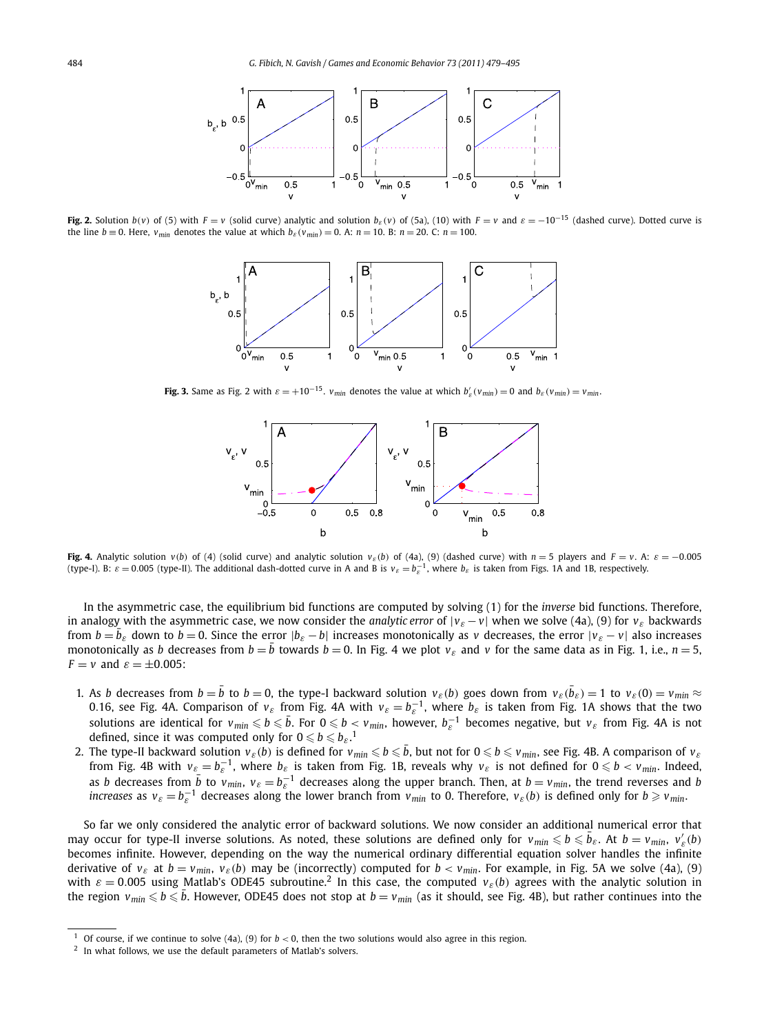**Fig. 2.** Solution $b(v)$ of (5) with $F = v$ (solid curve) analytic and solution $b_\varepsilon(v)$ of (5a), (10) with $F = v$ and $\varepsilon = -10^{-15}$ (dashed curve). Dotted curve is the line $b \equiv 0$. Here, $v_{min}$ denotes the value at which $b_\varepsilon(v_{min}) = 0$. A: $n = 10$. B: $n = 20$. C: $n = 100$.

**Fig. 3.** Same as Fig. 2 with $\varepsilon = +10^{-15}$. $v_{min}$ denotes the value at which $b'_\varepsilon(v_{min}) = 0$ and $b_\varepsilon(v_{min}) = v_{min}$.

**Fig. 4.** Analytic solution $v(b)$ of (4) (solid curve) and analytic solution $v_\varepsilon(b)$ of (4a), (9) (dashed curve) with $n = 5$ players and $F = v$. A: $\varepsilon = -0.005$ (type-I). B: $\varepsilon = 0.005$ (type-II). The additional dash-dotted curve in A and B is $v_\varepsilon = b_\varepsilon^{-1}$, where $b_\varepsilon$ is taken from Figs. 1A and 1B, respectively.

In the asymmetric case, the equilibrium bid functions are computed by solving (1) for the *inverse* bid functions. Therefore, in analogy with the asymmetric case, we now consider the *analytic error* of $|v_\varepsilon - v|$ when we solve (4a), (9) for $v_\varepsilon$ backwards from $b = \bar{b}_\varepsilon$ down to $b = 0$. Since the error $|b_\varepsilon - b|$ increases monotonically as $v$ decreases, the error $|v_\varepsilon - v|$ also increases monotonically as $b$ decreases from $b = \bar{b}$ towards $b = 0$. In Fig. 4 we plot $v_\varepsilon$ and $v$ for the same data as in Fig. 1, i.e., $n = 5$, $F = v$ and $\varepsilon = \pm 0.005$:

1. As $b$ decreases from $b = \bar{b}$ to $b = 0$, the type-I backward solution $v_\varepsilon(b)$ goes down from $v_\varepsilon(\bar{b}_\varepsilon) = 1$ to $v_\varepsilon(0) = v_{min} \approx 0.16$, see Fig. 4A. Comparison of $v_\varepsilon$ from Fig. 4A with $v_\varepsilon = b_\varepsilon^{-1}$, where $b_\varepsilon$ is taken from Fig. 1A shows that the two solutions are identical for $v_{min} \leqslant b \leqslant \bar{b}$. For $0 \leqslant b < v_{min}$, however, $b_\varepsilon^{-1}$ becomes negative, but $v_\varepsilon$ from Fig. 4A is not defined, since it was computed only for $0 \leqslant b \leqslant b_\varepsilon$.[1]
2. The type-II backward solution $v_\varepsilon(b)$ is defined for $v_{min} \leqslant b \leqslant \bar{b}$, but not for $0 \leqslant b \leqslant v_{min}$, see Fig. 4B. A comparison of $v_\varepsilon$ from Fig. 4B with $v_\varepsilon = b_\varepsilon^{-1}$, where $b_\varepsilon$ is taken from Fig. 1B, reveals why $v_\varepsilon$ is not defined for $0 \leqslant b < v_{min}$. Indeed, as $b$ decreases from $\bar{b}$ to $v_{min}$, $v_\varepsilon = b_\varepsilon^{-1}$ decreases along the upper branch. Then, at $b = v_{min}$, the trend reverses and $b$ *increases* as $v_\varepsilon = b_\varepsilon^{-1}$ decreases along the lower branch from $v_{min}$ to 0. Therefore, $v_\varepsilon(b)$ is defined only for $b \geqslant v_{min}$.

So far we only considered the analytic error of backward solutions. We now consider an additional numerical error that may occur for type-II inverse solutions. As noted, these solutions are defined only for $v_{min} \leqslant b \leqslant \bar{b}_\varepsilon$. At $b = v_{min}$, $v'_\varepsilon(b)$ becomes infinite. However, depending on the way the numerical ordinary differential equation solver handles the infinite derivative of $v_\varepsilon$ at $b = v_{min}$, $v_\varepsilon(b)$ may be (incorrectly) computed for $b < v_{min}$. For example, in Fig. 5A we solve (4a), (9) with $\varepsilon = 0.005$ using Matlab's ODE45 subroutine.[2] In this case, the computed $v_\varepsilon(b)$ agrees with the analytic solution in the region $v_{min} \leqslant b \leqslant \bar{b}$. However, ODE45 does not stop at $b = v_{min}$ (as it should, see Fig. 4B), but rather continues into the

[1] Of course, if we continue to solve (4a), (9) for $b < 0$, then the two solutions would also agree in this region.

[2] In what follows, we use the default parameters of Matlab's solvers.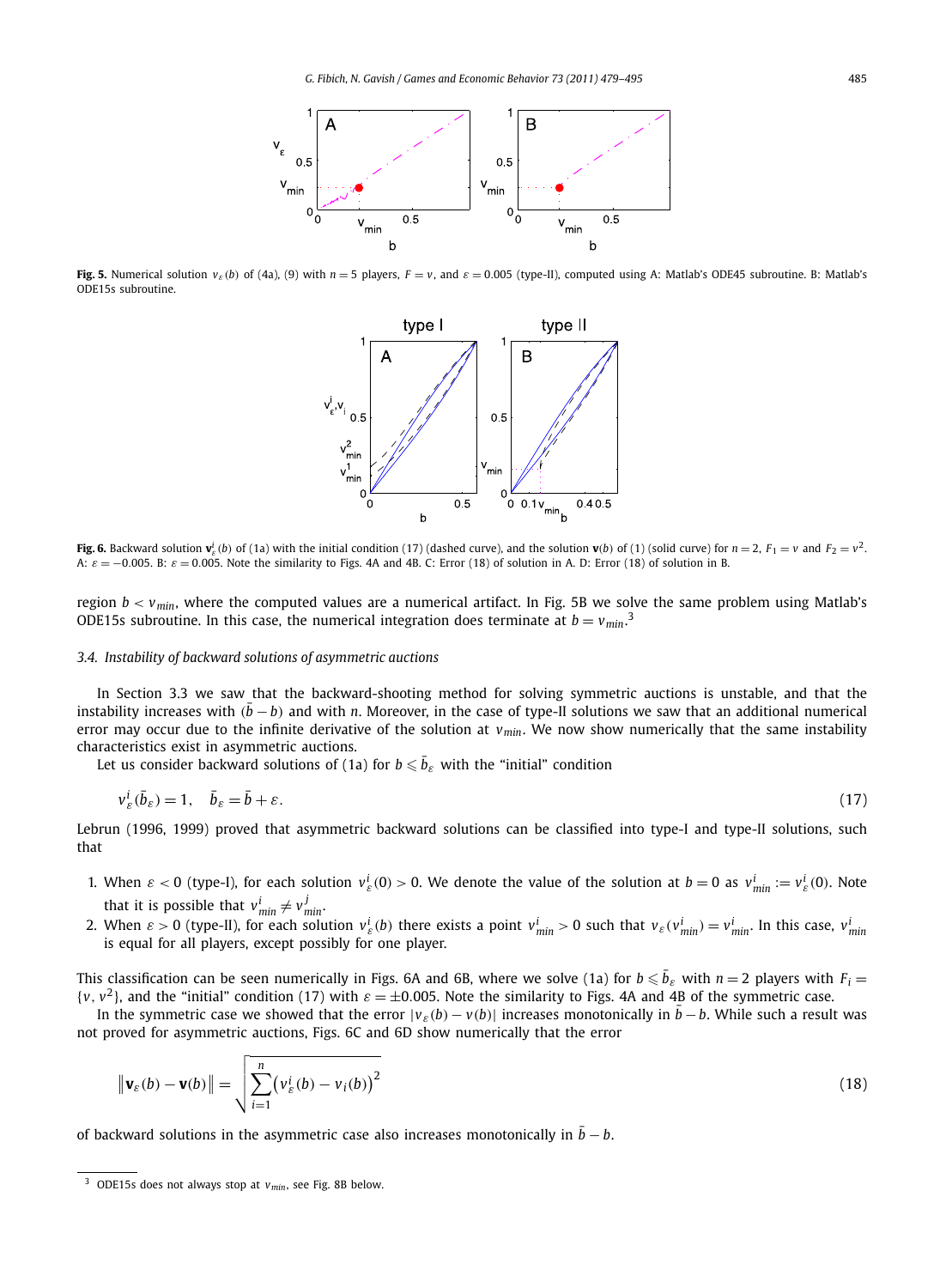**Fig. 5.** Numerical solution $v_\varepsilon(b)$ of (4a), (9) with $n = 5$ players, $F = v$, and $\varepsilon = 0.005$ (type-II), computed using A: Matlab's ODE45 subroutine. B: Matlab's ODE15s subroutine.

**Fig. 6.** Backward solution $\mathbf{v}_\varepsilon^i(b)$ of (1a) with the initial condition (17) (dashed curve), and the solution $\mathbf{v}(b)$ of (1) (solid curve) for $n = 2$, $F_1 = v$ and $F_2 = v^2$. A: $\varepsilon = -0.005$. B: $\varepsilon = 0.005$. Note the similarity to Figs. 4A and 4B. C: Error (18) of solution in A. D: Error (18) of solution in B.

region $b < v_{min}$, where the computed values are a numerical artifact. In Fig. 5B we solve the same problem using Matlab's ODE15s subroutine. In this case, the numerical integration does terminate at $b = v_{min}$.[3]

### 3.4. Instability of backward solutions of asymmetric auctions

In Section 3.3 we saw that the backward-shooting method for solving symmetric auctions is unstable, and that the instability increases with $(\bar{b} - b)$ and with $n$. Moreover, in the case of type-II solutions we saw that an additional numerical error may occur due to the infinite derivative of the solution at $v_{min}$. We now show numerically that the same instability characteristics exist in asymmetric auctions.

Let us consider backward solutions of (1a) for $b \leqslant \bar{b}_\varepsilon$ with the "initial" condition

$$v_\varepsilon^i(\bar{b}_\varepsilon) = 1, \quad \bar{b}_\varepsilon = \bar{b} + \varepsilon. \tag{17}$$

Lebrun (1996, 1999) proved that asymmetric backward solutions can be classified into type-I and type-II solutions, such that

1. When $\varepsilon < 0$ (type-I), for each solution $v_\varepsilon^i(0) > 0$. We denote the value of the solution at $b = 0$ as $v_{min}^i := v_\varepsilon^i(0)$. Note that it is possible that $v_{min}^i \neq v_{min}^j$.
2. When $\varepsilon > 0$ (type-II), for each solution $v_\varepsilon^i(b)$ there exists a point $v_{min}^i > 0$ such that $v_\varepsilon(v_{min}^i) = v_{min}^i$. In this case, $v_{min}^i$ is equal for all players, except possibly for one player.

This classification can be seen numerically in Figs. 6A and 6B, where we solve (1a) for $b \leqslant \bar{b}_\varepsilon$ with $n = 2$ players with $F_i = \{v, v^2\}$, and the "initial" condition (17) with $\varepsilon = \pm 0.005$. Note the similarity to Figs. 4A and 4B of the symmetric case.

In the symmetric case we showed that the error $|v_\varepsilon(b) - v(b)|$ increases monotonically in $\bar{b} - b$. While such a result was not proved for asymmetric auctions, Figs. 6C and 6D show numerically that the error

$$\|\mathbf{v}_\varepsilon(b) - \mathbf{v}(b)\| = \sqrt{\sum_{i=1}^{n} \left(v_\varepsilon^i(b) - v_i(b)\right)^2} \tag{18}$$

of backward solutions in the asymmetric case also increases monotonically in $\bar{b} - b$.

[3] ODE15s does not always stop at $v_{min}$, see Fig. 8B below.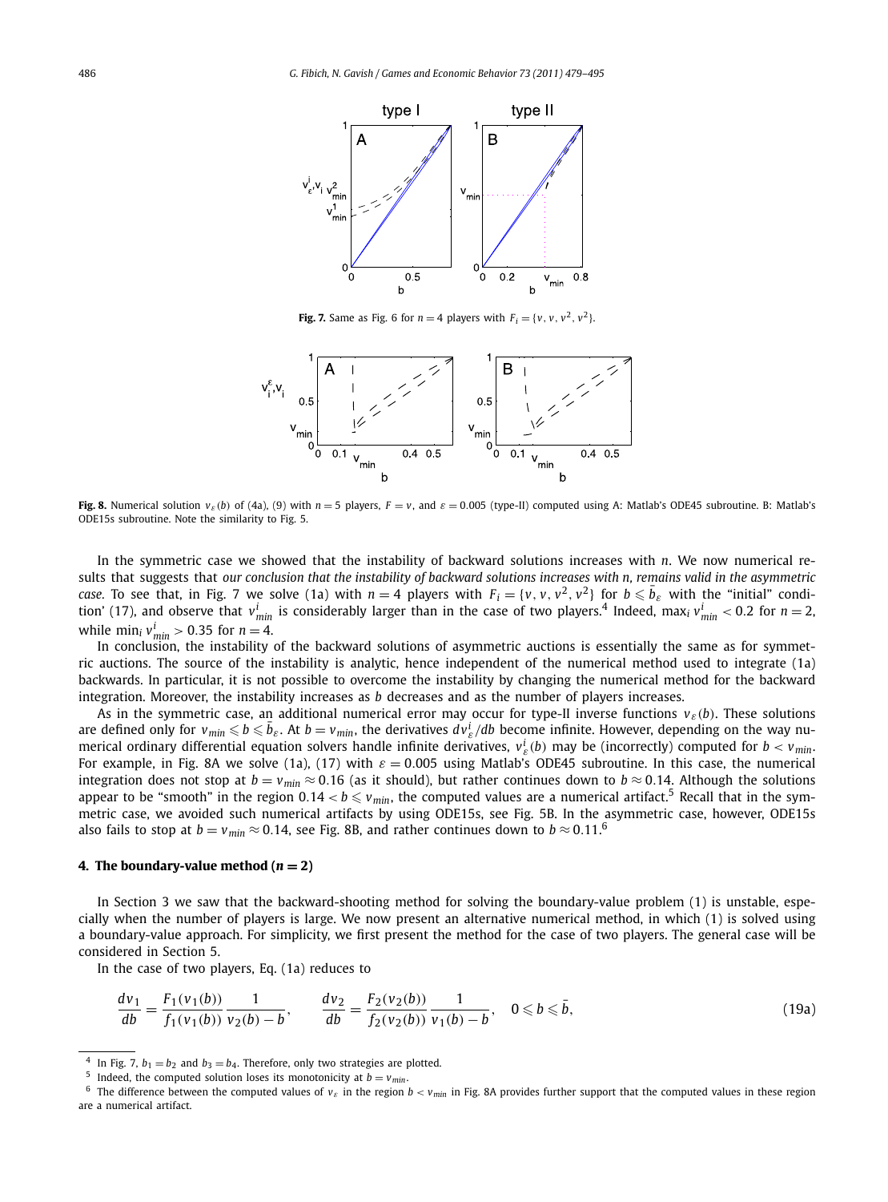**Fig. 7.** Same as Fig. 6 for $n = 4$ players with $F_i = \{v, v, v^2, v^2\}$.

**Fig. 8.** Numerical solution $v_\varepsilon(b)$ of (4a), (9) with $n = 5$ players, $F = v$, and $\varepsilon = 0.005$ (type-II) computed using A: Matlab's ODE45 subroutine. B: Matlab's ODE15s subroutine. Note the similarity to Fig. 5.

In the symmetric case we showed that the instability of backward solutions increases with $n$. We now numerical results that suggests that *our conclusion that the instability of backward solutions increases with n, remains valid in the asymmetric case*. To see that, in Fig. 7 we solve (1a) with $n = 4$ players with $F_i = \{v, v, v^2, v^2\}$ for $b \leqslant \bar{b}_\varepsilon$ with the "initial" condition' (17), and observe that $v^i_{min}$ is considerably larger than in the case of two players.[4] Indeed, $\max_i v^i_{min} < 0.2$ for $n = 2$, while $\min_i v^i_{min} > 0.35$ for $n = 4$.

In conclusion, the instability of the backward solutions of asymmetric auctions is essentially the same as for symmetric auctions. The source of the instability is analytic, hence independent of the numerical method used to integrate (1a) backwards. In particular, it is not possible to overcome the instability by changing the numerical method for the backward integration. Moreover, the instability increases as $b$ decreases and as the number of players increases.

As in the symmetric case, an additional numerical error may occur for type-II inverse functions $v_\varepsilon(b)$. These solutions are defined only for $v_{min} \leqslant b \leqslant \bar{b}_\varepsilon$. At $b = v_{min}$, the derivatives $dv^i_\varepsilon/db$ become infinite. However, depending on the way numerical ordinary differential equation solvers handle infinite derivatives, $v^i_\varepsilon(b)$ may be (incorrectly) computed for $b < v_{min}$. For example, in Fig. 8A we solve (1a), (17) with $\varepsilon = 0.005$ using Matlab's ODE45 subroutine. In this case, the numerical integration does not stop at $b = v_{min} \approx 0.16$ (as it should), but rather continues down to $b \approx 0.14$. Although the solutions appear to be "smooth" in the region $0.14 < b \leqslant v_{min}$, the computed values are a numerical artifact.[5] Recall that in the symmetric case, we avoided such numerical artifacts by using ODE15s, see Fig. 5B. In the asymmetric case, however, ODE15s also fails to stop at $b = v_{min} \approx 0.14$, see Fig. 8B, and rather continues down to $b \approx 0.11$.[6]

## 4. The boundary-value method ($n = 2$)

In Section 3 we saw that the backward-shooting method for solving the boundary-value problem (1) is unstable, especially when the number of players is large. We now present an alternative numerical method, in which (1) is solved using a boundary-value approach. For simplicity, we first present the method for the case of two players. The general case will be considered in Section 5.

In the case of two players, Eq. (1a) reduces to

$$\frac{dv_1}{db} = \frac{F_1(v_1(b))}{f_1(v_1(b))} \frac{1}{v_2(b) - b}, \qquad \frac{dv_2}{db} = \frac{F_2(v_2(b))}{f_2(v_2(b))} \frac{1}{v_1(b) - b}, \quad 0 \leqslant b \leqslant \bar{b}, \tag{19a}$$

---

[4] In Fig. 7, $b_1 = b_2$ and $b_3 = b_4$. Therefore, only two strategies are plotted.

[5] Indeed, the computed solution loses its monotonicity at $b = v_{min}$.

[6] The difference between the computed values of $v_\varepsilon$ in the region $b < v_{min}$ in Fig. 8A provides further support that the computed values in these region are a numerical artifact.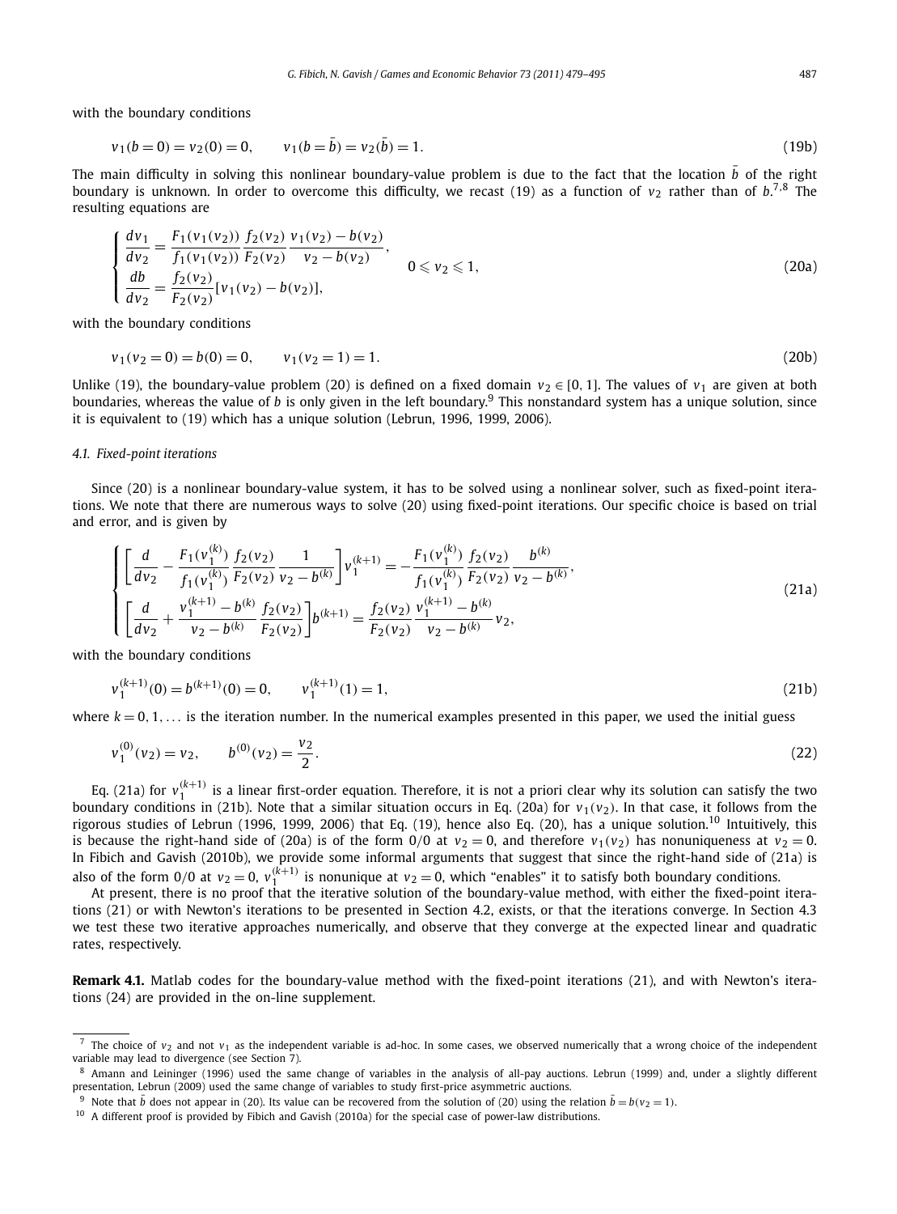with the boundary conditions

$$v_1(b=0) = v_2(0) = 0, \qquad v_1(b=\bar{b}) = v_2(\bar{b}) = 1. \tag{19b}$$

The main difficulty in solving this nonlinear boundary-value problem is due to the fact that the location $\bar{b}$ of the right boundary is unknown. In order to overcome this difficulty, we recast (19) as a function of $v_2$ rather than of $b$.[7,8] The resulting equations are

$$\begin{cases} \dfrac{dv_1}{dv_2} = \dfrac{F_1(v_1(v_2))}{f_1(v_1(v_2))} \dfrac{f_2(v_2)}{F_2(v_2)} \dfrac{v_1(v_2) - b(v_2)}{v_2 - b(v_2)}, \\ \dfrac{db}{dv_2} = \dfrac{f_2(v_2)}{F_2(v_2)} [v_1(v_2) - b(v_2)], \end{cases} \qquad 0 \leqslant v_2 \leqslant 1, \tag{20a}$$

with the boundary conditions

$$v_1(v_2 = 0) = b(0) = 0, \qquad v_1(v_2 = 1) = 1. \tag{20b}$$

Unlike (19), the boundary-value problem (20) is defined on a fixed domain $v_2 \in [0,1]$. The values of $v_1$ are given at both boundaries, whereas the value of $b$ is only given in the left boundary.[9] This nonstandard system has a unique solution, since it is equivalent to (19) which has a unique solution (Lebrun, 1996, 1999, 2006).

### 4.1. Fixed-point iterations

Since (20) is a nonlinear boundary-value system, it has to be solved using a nonlinear solver, such as fixed-point iterations. We note that there are numerous ways to solve (20) using fixed-point iterations. Our specific choice is based on trial and error, and is given by

$$\begin{cases} \left[ \dfrac{d}{dv_2} - \dfrac{F_1(v_1^{(k)})}{f_1(v_1^{(k)})} \dfrac{f_2(v_2)}{F_2(v_2)} \dfrac{1}{v_2 - b^{(k)}} \right] v_1^{(k+1)} = -\dfrac{F_1(v_1^{(k)})}{f_1(v_1^{(k)})} \dfrac{f_2(v_2)}{F_2(v_2)} \dfrac{b^{(k)}}{v_2 - b^{(k)}}, \\ \left[ \dfrac{d}{dv_2} + \dfrac{v_1^{(k+1)} - b^{(k)}}{v_2 - b^{(k)}} \dfrac{f_2(v_2)}{F_2(v_2)} \right] b^{(k+1)} = \dfrac{f_2(v_2)}{F_2(v_2)} \dfrac{v_1^{(k+1)} - b^{(k)}}{v_2 - b^{(k)}} v_2, \end{cases} \tag{21a}$$

with the boundary conditions

$$v_1^{(k+1)}(0) = b^{(k+1)}(0) = 0, \qquad v_1^{(k+1)}(1) = 1, \tag{21b}$$

where $k = 0, 1, \ldots$ is the iteration number. In the numerical examples presented in this paper, we used the initial guess

$$v_1^{(0)}(v_2) = v_2, \qquad b^{(0)}(v_2) = \frac{v_2}{2}. \tag{22}$$

Eq. (21a) for $v_1^{(k+1)}$ is a linear first-order equation. Therefore, it is not a priori clear why its solution can satisfy the two boundary conditions in (21b). Note that a similar situation occurs in Eq. (20a) for $v_1(v_2)$. In that case, it follows from the rigorous studies of Lebrun (1996, 1999, 2006) that Eq. (19), hence also Eq. (20), has a unique solution.[10] Intuitively, this is because the right-hand side of (20a) is of the form 0/0 at $v_2 = 0$, and therefore $v_1(v_2)$ has nonuniqueness at $v_2 = 0$. In Fibich and Gavish (2010b), we provide some informal arguments that suggest that since the right-hand side of (21a) is also of the form 0/0 at $v_2 = 0$, $v_1^{(k+1)}$ is nonunique at $v_2 = 0$, which "enables" it to satisfy both boundary conditions.

At present, there is no proof that the iterative solution of the boundary-value method, with either the fixed-point iterations (21) or with Newton's iterations to be presented in Section 4.2, exists, or that the iterations converge. In Section 4.3 we test these two iterative approaches numerically, and observe that they converge at the expected linear and quadratic rates, respectively.

**Remark 4.1.** Matlab codes for the boundary-value method with the fixed-point iterations (21), and with Newton's iterations (24) are provided in the on-line supplement.

---

[7] The choice of $v_2$ and not $v_1$ as the independent variable is ad-hoc. In some cases, we observed numerically that a wrong choice of the independent variable may lead to divergence (see Section 7).

[8] Amann and Leininger (1996) used the same change of variables in the analysis of all-pay auctions. Lebrun (1999) and, under a slightly different presentation, Lebrun (2009) used the same change of variables to study first-price asymmetric auctions.

[9] Note that $\bar{b}$ does not appear in (20). Its value can be recovered from the solution of (20) using the relation $\bar{b} = b(v_2 = 1)$.

[10] A different proof is provided by Fibich and Gavish (2010a) for the special case of power-law distributions.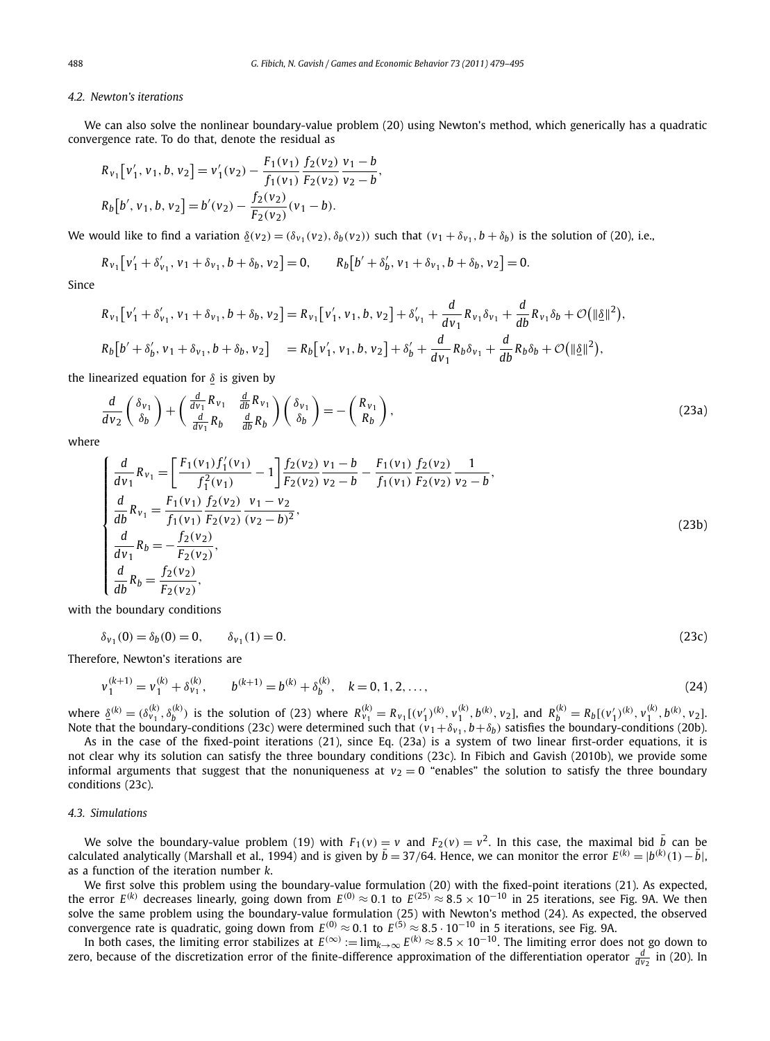### 4.2. Newton's iterations

We can also solve the nonlinear boundary-value problem (20) using Newton's method, which generically has a quadratic convergence rate. To do that, denote the residual as

$$R_{v_1}\big[v_1', v_1, b, v_2\big] = v_1'(v_2) - \frac{F_1(v_1)}{f_1(v_1)}\frac{f_2(v_2)}{F_2(v_2)}\frac{v_1 - b}{v_2 - b},$$

$$R_b\big[b', v_1, b, v_2\big] = b'(v_2) - \frac{f_2(v_2)}{F_2(v_2)}(v_1 - b).$$

We would like to find a variation $\underline{\delta}(v_2) = (\delta_{v_1}(v_2), \delta_b(v_2))$ such that $(v_1 + \delta_{v_1}, b + \delta_b)$ is the solution of (20), i.e.,

$$R_{v_1}\big[v_1' + \delta_{v_1}', v_1 + \delta_{v_1}, b + \delta_b, v_2\big] = 0, \qquad R_b\big[b' + \delta_b', v_1 + \delta_{v_1}, b + \delta_b, v_2\big] = 0.$$

Since

$$R_{v_1}\big[v_1' + \delta_{v_1}', v_1 + \delta_{v_1}, b + \delta_b, v_2\big] = R_{v_1}\big[v_1', v_1, b, v_2\big] + \delta_{v_1}' + \frac{d}{dv_1}R_{v_1}\delta_{v_1} + \frac{d}{db}R_{v_1}\delta_b + \mathcal{O}\big(\|\underline{\delta}\|^2\big),$$

$$R_b\big[b' + \delta_b', v_1 + \delta_{v_1}, b + \delta_b, v_2\big] \quad = R_b\big[v_1', v_1, b, v_2\big] + \delta_b' + \frac{d}{dv_1}R_b\delta_{v_1} + \frac{d}{db}R_b\delta_b + \mathcal{O}\big(\|\underline{\delta}\|^2\big),$$

the linearized equation for $\underline{\delta}$ is given by

$$\frac{d}{dv_2}\begin{pmatrix}\delta_{v_1}\\ \delta_b\end{pmatrix} + \begin{pmatrix}\frac{d}{dv_1}R_{v_1} & \frac{d}{db}R_{v_1}\\ \frac{d}{dv_1}R_b & \frac{d}{db}R_b\end{pmatrix}\begin{pmatrix}\delta_{v_1}\\ \delta_b\end{pmatrix} = -\begin{pmatrix}R_{v_1}\\ R_b\end{pmatrix}, \tag{23a}$$

where

$$\begin{cases}\dfrac{d}{dv_1}R_{v_1} = \left[\dfrac{F_1(v_1)f_1'(v_1)}{f_1^2(v_1)} - 1\right]\dfrac{f_2(v_2)}{F_2(v_2)}\dfrac{v_1 - b}{v_2 - b} - \dfrac{F_1(v_1)}{f_1(v_1)}\dfrac{f_2(v_2)}{F_2(v_2)}\dfrac{1}{v_2 - b},\\[2ex] \dfrac{d}{db}R_{v_1} = \dfrac{F_1(v_1)}{f_1(v_1)}\dfrac{f_2(v_2)}{F_2(v_2)}\dfrac{v_1 - v_2}{(v_2 - b)^2},\\[2ex] \dfrac{d}{dv_1}R_b = -\dfrac{f_2(v_2)}{F_2(v_2)},\\[2ex] \dfrac{d}{db}R_b = \dfrac{f_2(v_2)}{F_2(v_2)},\end{cases} \tag{23b}$$

with the boundary conditions

$$\delta_{v_1}(0) = \delta_b(0) = 0, \qquad \delta_{v_1}(1) = 0. \tag{23c}$$

Therefore, Newton's iterations are

$$v_1^{(k+1)} = v_1^{(k)} + \delta_{v_1}^{(k)}, \qquad b^{(k+1)} = b^{(k)} + \delta_b^{(k)}, \quad k = 0, 1, 2, \ldots, \tag{24}$$

where $\underline{\delta}^{(k)} = (\delta_{v_1}^{(k)}, \delta_b^{(k)})$ is the solution of (23) where $R_{v_1}^{(k)} = R_{v_1}[(v_1')^{(k)}, v_1^{(k)}, b^{(k)}, v_2]$, and $R_b^{(k)} = R_b[(v_1')^{(k)}, v_1^{(k)}, b^{(k)}, v_2]$. Note that the boundary-conditions (23c) were determined such that $(v_1 + \delta_{v_1}, b + \delta_b)$ satisfies the boundary-conditions (20b).

As in the case of the fixed-point iterations (21), since Eq. (23a) is a system of two linear first-order equations, it is not clear why its solution can satisfy the three boundary conditions (23c). In Fibich and Gavish (2010b), we provide some informal arguments that suggest that the nonuniqueness at $v_2 = 0$ "enables" the solution to satisfy the three boundary conditions (23c).

### 4.3. Simulations

We solve the boundary-value problem (19) with $F_1(v) = v$ and $F_2(v) = v^2$. In this case, the maximal bid $\bar{b}$ can be calculated analytically (Marshall et al., 1994) and is given by $\bar{b} = 37/64$. Hence, we can monitor the error $E^{(k)} = |b^{(k)}(1) - \bar{b}|$, as a function of the iteration number $k$.

We first solve this problem using the boundary-value formulation (20) with the fixed-point iterations (21). As expected, the error $E^{(k)}$ decreases linearly, going down from $E^{(0)} \approx 0.1$ to $E^{(25)} \approx 8.5 \times 10^{-10}$ in 25 iterations, see Fig. 9A. We then solve the same problem using the boundary-value formulation (25) with Newton's method (24). As expected, the observed convergence rate is quadratic, going down from $E^{(0)} \approx 0.1$ to $E^{(5)} \approx 8.5 \cdot 10^{-10}$ in 5 iterations, see Fig. 9A.

In both cases, the limiting error stabilizes at $E^{(\infty)} := \lim_{k\to\infty} E^{(k)} \approx 8.5 \times 10^{-10}$. The limiting error does not go down to zero, because of the discretization error of the finite-difference approximation of the differentiation operator $\frac{d}{dv_2}$ in (20). In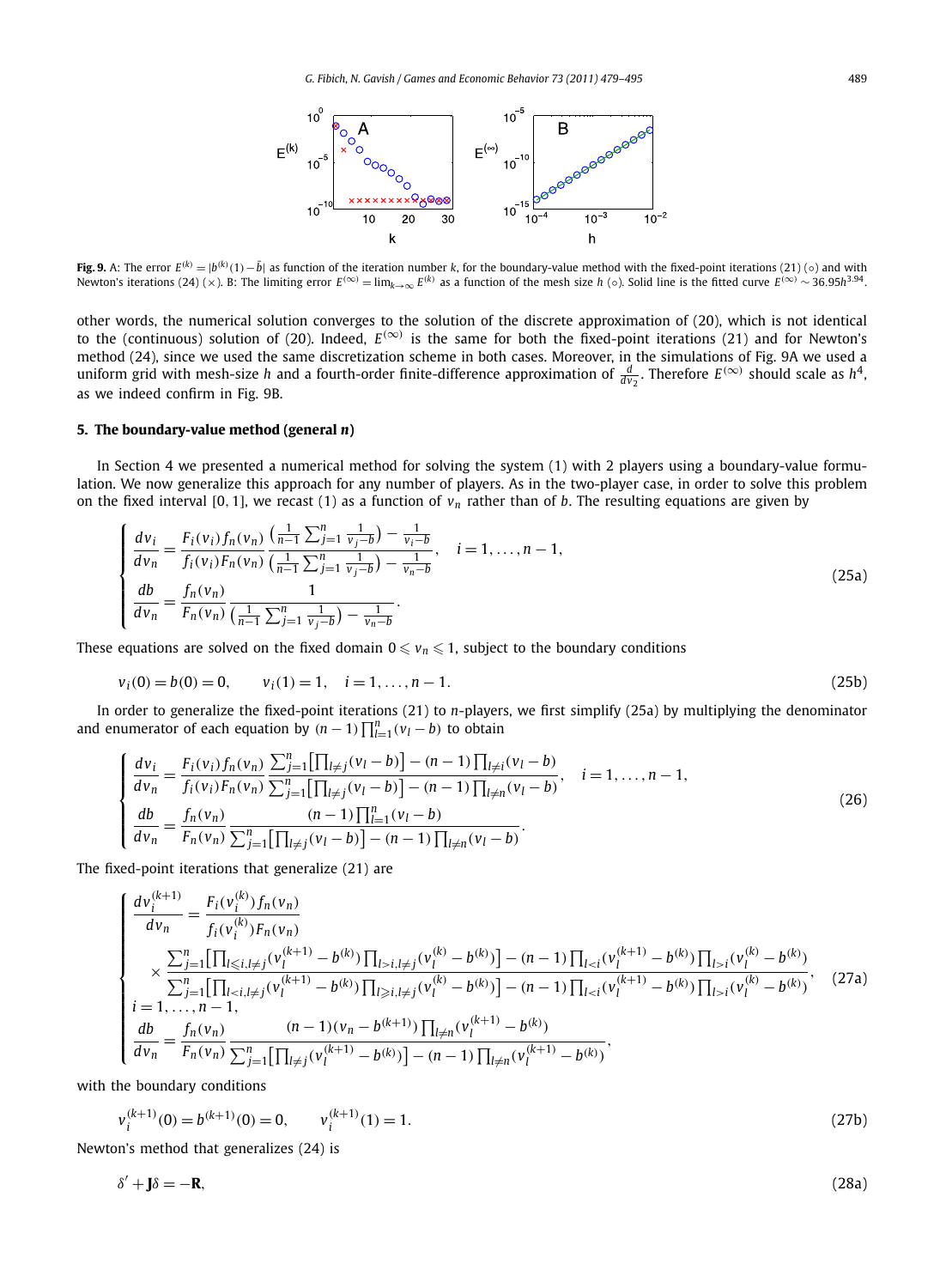**Fig. 9.** A: The error $E^{(k)} = |b^{(k)}(1) - \bar{b}|$ as function of the iteration number $k$, for the boundary-value method with the fixed-point iterations (21) (∘) and with Newton's iterations (24) (×). B: The limiting error $E^{(\infty)} = \lim_{k\to\infty} E^{(k)}$ as a function of the mesh size $h$ (∘). Solid line is the fitted curve $E^{(\infty)} \sim 36.95 h^{3.94}$.

other words, the numerical solution converges to the solution of the discrete approximation of (20), which is not identical to the (continuous) solution of (20). Indeed, $E^{(\infty)}$ is the same for both the fixed-point iterations (21) and for Newton's method (24), since we used the same discretization scheme in both cases. Moreover, in the simulations of Fig. 9A we used a uniform grid with mesh-size $h$ and a fourth-order finite-difference approximation of $\frac{d}{dv_2}$. Therefore $E^{(\infty)}$ should scale as $h^4$, as we indeed confirm in Fig. 9B.

## 5. The boundary-value method (general *n*)

In Section 4 we presented a numerical method for solving the system (1) with 2 players using a boundary-value formulation. We now generalize this approach for any number of players. As in the two-player case, in order to solve this problem on the fixed interval $[0, 1]$, we recast (1) as a function of $v_n$ rather than of $b$. The resulting equations are given by

$$
\begin{cases}
\dfrac{dv_i}{dv_n} = \dfrac{F_i(v_i) f_n(v_n)}{f_i(v_i) F_n(v_n)} \dfrac{\left(\frac{1}{n-1}\sum_{j=1}^{n}\frac{1}{v_j - b}\right) - \frac{1}{v_i - b}}{\left(\frac{1}{n-1}\sum_{j=1}^{n}\frac{1}{v_j - b}\right) - \frac{1}{v_n - b}}, \quad i = 1, \ldots, n-1,\\[2ex]
\dfrac{db}{dv_n} = \dfrac{f_n(v_n)}{F_n(v_n)} \dfrac{1}{\left(\frac{1}{n-1}\sum_{j=1}^{n}\frac{1}{v_j - b}\right) - \frac{1}{v_n - b}}.
\end{cases}
\tag{25a}
$$

These equations are solved on the fixed domain $0 \leqslant v_n \leqslant 1$, subject to the boundary conditions

$$
v_i(0) = b(0) = 0, \qquad v_i(1) = 1, \quad i = 1, \ldots, n-1. \tag{25b}
$$

In order to generalize the fixed-point iterations (21) to $n$-players, we first simplify (25a) by multiplying the denominator and enumerator of each equation by $(n-1)\prod_{l=1}^{n}(v_l - b)$ to obtain

$$
\begin{cases}
\dfrac{dv_i}{dv_n} = \dfrac{F_i(v_i) f_n(v_n)}{f_i(v_i) F_n(v_n)} \dfrac{\sum_{j=1}^{n}\left[\prod_{l\neq j}(v_l - b)\right] - (n-1)\prod_{l\neq i}(v_l - b)}{\sum_{j=1}^{n}\left[\prod_{l\neq j}(v_l - b)\right] - (n-1)\prod_{l\neq n}(v_l - b)}, \quad i = 1, \ldots, n-1,\\[2ex]
\dfrac{db}{dv_n} = \dfrac{f_n(v_n)}{F_n(v_n)} \dfrac{(n-1)\prod_{l=1}^{n}(v_l - b)}{\sum_{j=1}^{n}\left[\prod_{l\neq j}(v_l - b)\right] - (n-1)\prod_{l\neq n}(v_l - b)}.
\end{cases}
\tag{26}
$$

The fixed-point iterations that generalize (21) are

$$
\begin{cases}
\dfrac{dv_i^{(k+1)}}{dv_n} = \dfrac{F_i(v_i^{(k)}) f_n(v_n)}{f_i(v_i^{(k)}) F_n(v_n)}\\[2ex]
\quad \times \dfrac{\sum_{j=1}^{n}\left[\prod_{l\leqslant i, l\neq j}(v_l^{(k+1)} - b^{(k)})\prod_{l>i, l\neq j}(v_l^{(k)} - b^{(k)})\right] - (n-1)\prod_{l<i}(v_l^{(k+1)} - b^{(k)})\prod_{l>i}(v_l^{(k)} - b^{(k)})}{\sum_{j=1}^{n}\left[\prod_{l<i, l\neq j}(v_l^{(k+1)} - b^{(k)})\prod_{l\geqslant i, l\neq j}(v_l^{(k)} - b^{(k)})\right] - (n-1)\prod_{l<i}(v_l^{(k+1)} - b^{(k)})\prod_{l>i}(v_l^{(k)} - b^{(k)})},\\[2ex]
i = 1, \ldots, n-1,\\[2ex]
\dfrac{db}{dv_n} = \dfrac{f_n(v_n)}{F_n(v_n)} \dfrac{(n-1)(v_n - b^{(k+1)})\prod_{l\neq n}(v_l^{(k+1)} - b^{(k)})}{\sum_{j=1}^{n}\left[\prod_{l\neq j}(v_l^{(k+1)} - b^{(k)})\right] - (n-1)\prod_{l\neq n}(v_l^{(k+1)} - b^{(k)})},
\end{cases}
\tag{27a}
$$

with the boundary conditions

$$
v_i^{(k+1)}(0) = b^{(k+1)}(0) = 0, \qquad v_i^{(k+1)}(1) = 1. \tag{27b}
$$

Newton's method that generalizes (24) is

$$
\delta' + \mathbf{J}\delta = -\mathbf{R}, \tag{28a}
$$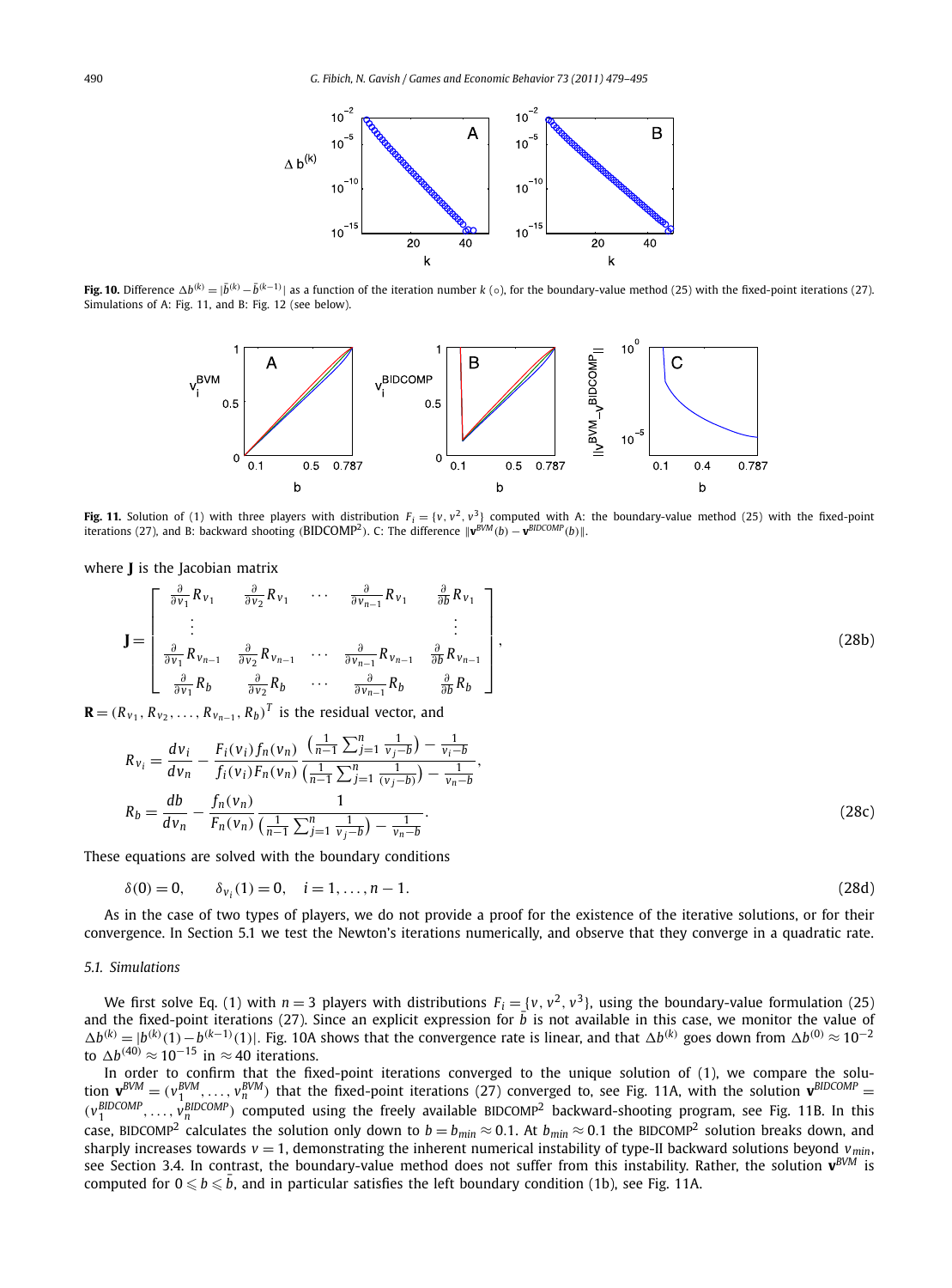**Fig. 10.** Difference $\Delta b^{(k)} = |\bar{b}^{(k)} - \bar{b}^{(k-1)}|$ as a function of the iteration number $k$ (○), for the boundary-value method (25) with the fixed-point iterations (27). Simulations of A: Fig. 11, and B: Fig. 12 (see below).

**Fig. 11.** Solution of (1) with three players with distribution $F_i = \{v, v^2, v^3\}$ computed with A: the boundary-value method (25) with the fixed-point iterations (27), and B: backward shooting (BIDCOMP$^2$). C: The difference $\|\mathbf{v}^{BVM}(b) - \mathbf{v}^{BIDCOMP}(b)\|$.

where **J** is the Jacobian matrix

$$
\mathbf{J} = \begin{bmatrix}
\frac{\partial}{\partial v_1} R_{v_1} & \frac{\partial}{\partial v_2} R_{v_1} & \cdots & \frac{\partial}{\partial v_{n-1}} R_{v_1} & \frac{\partial}{\partial b} R_{v_1} \\
\vdots & & & & \vdots \\
\frac{\partial}{\partial v_1} R_{v_{n-1}} & \frac{\partial}{\partial v_2} R_{v_{n-1}} & \cdots & \frac{\partial}{\partial v_{n-1}} R_{v_{n-1}} & \frac{\partial}{\partial b} R_{v_{n-1}} \\
\frac{\partial}{\partial v_1} R_b & \frac{\partial}{\partial v_2} R_b & \cdots & \frac{\partial}{\partial v_{n-1}} R_b & \frac{\partial}{\partial b} R_b
\end{bmatrix}, \tag{28b}
$$

$\mathbf{R} = (R_{v_1}, R_{v_2}, \ldots, R_{v_{n-1}}, R_b)^T$ is the residual vector, and

$$
\begin{aligned}
R_{v_i} &= \frac{dv_i}{dv_n} - \frac{F_i(v_i) f_n(v_n)}{f_i(v_i) F_n(v_n)} \frac{\left(\frac{1}{n-1} \sum_{j=1}^{n} \frac{1}{v_j - b}\right) - \frac{1}{v_i - b}}{\left(\frac{1}{n-1} \sum_{j=1}^{n} \frac{1}{(v_j - b)}\right) - \frac{1}{v_n - b}}, \\
R_b &= \frac{db}{dv_n} - \frac{f_n(v_n)}{F_n(v_n)} \frac{1}{\left(\frac{1}{n-1} \sum_{j=1}^{n} \frac{1}{v_j - b}\right) - \frac{1}{v_n - b}}.
\end{aligned} \tag{28c}
$$

These equations are solved with the boundary conditions

$$
\delta(0) = 0, \qquad \delta_{v_i}(1) = 0, \quad i = 1, \ldots, n-1. \tag{28d}
$$

As in the case of two types of players, we do not provide a proof for the existence of the iterative solutions, or for their convergence. In Section 5.1 we test the Newton's iterations numerically, and observe that they converge in a quadratic rate.

### 5.1. Simulations

We first solve Eq. (1) with $n = 3$ players with distributions $F_i = \{v, v^2, v^3\}$, using the boundary-value formulation (25) and the fixed-point iterations (27). Since an explicit expression for $\bar{b}$ is not available in this case, we monitor the value of $\Delta b^{(k)} = |b^{(k)}(1) - b^{(k-1)}(1)|$. Fig. 10A shows that the convergence rate is linear, and that $\Delta b^{(k)}$ goes down from $\Delta b^{(0)} \approx 10^{-2}$ to $\Delta b^{(40)} \approx 10^{-15}$ in $\approx 40$ iterations.

In order to confirm that the fixed-point iterations converged to the unique solution of (1), we compare the solution $\mathbf{v}^{BVM} = (v_1^{BVM}, \ldots, v_n^{BVM})$ that the fixed-point iterations (27) converged to, see Fig. 11A, with the solution $\mathbf{v}^{BIDCOMP} = (v_1^{BIDCOMP}, \ldots, v_n^{BIDCOMP})$ computed using the freely available BIDCOMP$^2$ backward-shooting program, see Fig. 11B. In this case, BIDCOMP$^2$ calculates the solution only down to $b = b_{min} \approx 0.1$. At $b_{min} \approx 0.1$ the BIDCOMP$^2$ solution breaks down, and sharply increases towards $v = 1$, demonstrating the inherent numerical instability of type-II backward solutions beyond $v_{min}$, see Section 3.4. In contrast, the boundary-value method does not suffer from this instability. Rather, the solution $\mathbf{v}^{BVM}$ is computed for $0 \leqslant b \leqslant \bar{b}$, and in particular satisfies the left boundary condition (1b), see Fig. 11A.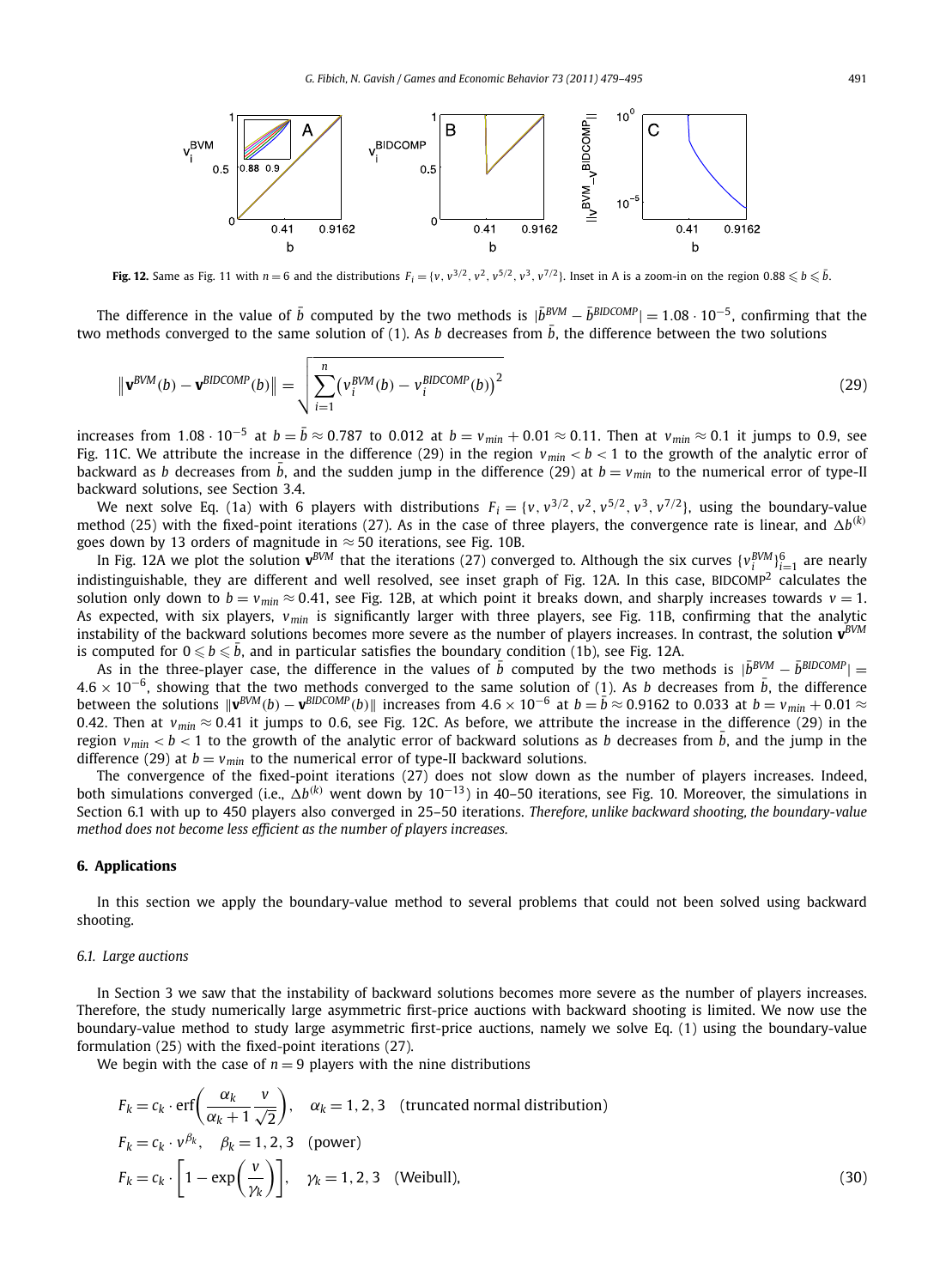**Fig. 12.** Same as Fig. 11 with $n = 6$ and the distributions $F_i = \{v, v^{3/2}, v^2, v^{5/2}, v^3, v^{7/2}\}$. Inset in A is a zoom-in on the region $0.88 \leqslant b \leqslant \bar{b}$.

The difference in the value of $\bar{b}$ computed by the two methods is $|\bar{b}^{BVM} - \bar{b}^{BIDCOMP}| = 1.08 \cdot 10^{-5}$, confirming that the two methods converged to the same solution of (1). As $b$ decreases from $\bar{b}$, the difference between the two solutions

$$\left\| \mathbf{v}^{BVM}(b) - \mathbf{v}^{BIDCOMP}(b) \right\| = \sqrt{\sum_{i=1}^{n} \left( v_i^{BVM}(b) - v_i^{BIDCOMP}(b) \right)^2} \tag{29}$$

increases from $1.08 \cdot 10^{-5}$ at $b = \bar{b} \approx 0.787$ to 0.012 at $b = v_{min} + 0.01 \approx 0.11$. Then at $v_{min} \approx 0.1$ it jumps to 0.9, see Fig. 11C. We attribute the increase in the difference (29) in the region $v_{min} < b < 1$ to the growth of the analytic error of backward as $b$ decreases from $\bar{b}$, and the sudden jump in the difference (29) at $b = v_{min}$ to the numerical error of type-II backward solutions, see Section 3.4.

We next solve Eq. (1a) with 6 players with distributions $F_i = \{v, v^{3/2}, v^2, v^{5/2}, v^3, v^{7/2}\}$, using the boundary-value method (25) with the fixed-point iterations (27). As in the case of three players, the convergence rate is linear, and $\Delta b^{(k)}$ goes down by 13 orders of magnitude in $\approx 50$ iterations, see Fig. 10B.

In Fig. 12A we plot the solution $\mathbf{v}^{BVM}$ that the iterations (27) converged to. Although the six curves $\{v_i^{BVM}\}_{i=1}^{6}$ are nearly indistinguishable, they are different and well resolved, see inset graph of Fig. 12A. In this case, BIDCOMP$^2$ calculates the solution only down to $b = v_{min} \approx 0.41$, see Fig. 12B, at which point it breaks down, and sharply increases towards $v = 1$. As expected, with six players, $v_{min}$ is significantly larger with three players, see Fig. 11B, confirming that the analytic instability of the backward solutions becomes more severe as the number of players increases. In contrast, the solution $\mathbf{v}^{BVM}$ is computed for $0 \leqslant b \leqslant \bar{b}$, and in particular satisfies the boundary condition (1b), see Fig. 12A.

As in the three-player case, the difference in the values of $\bar{b}$ computed by the two methods is $|\bar{b}^{BVM} - \bar{b}^{BIDCOMP}| = 4.6 \times 10^{-6}$, showing that the two methods converged to the same solution of (1). As $b$ decreases from $\bar{b}$, the difference between the solutions $\|\mathbf{v}^{BVM}(b) - \mathbf{v}^{BIDCOMP}(b)\|$ increases from $4.6 \times 10^{-6}$ at $b = \bar{b} \approx 0.9162$ to 0.033 at $b = v_{min} + 0.01 \approx 0.42$. Then at $v_{min} \approx 0.41$ it jumps to 0.6, see Fig. 12C. As before, we attribute the increase in the difference (29) in the region $v_{min} < b < 1$ to the growth of the analytic error of backward solutions as $b$ decreases from $\bar{b}$, and the jump in the difference (29) at $b = v_{min}$ to the numerical error of type-II backward solutions.

The convergence of the fixed-point iterations (27) does not slow down as the number of players increases. Indeed, both simulations converged (i.e., $\Delta b^{(k)}$ went down by $10^{-13}$) in 40–50 iterations, see Fig. 10. Moreover, the simulations in Section 6.1 with up to 450 players also converged in 25–50 iterations. *Therefore, unlike backward shooting, the boundary-value method does not become less efficient as the number of players increases.*

## 6. Applications

In this section we apply the boundary-value method to several problems that could not been solved using backward shooting.

### 6.1. Large auctions

In Section 3 we saw that the instability of backward solutions becomes more severe as the number of players increases. Therefore, the study numerically large asymmetric first-price auctions with backward shooting is limited. We now use the boundary-value method to study large asymmetric first-price auctions, namely we solve Eq. (1) using the boundary-value formulation (25) with the fixed-point iterations (27).

We begin with the case of $n = 9$ players with the nine distributions

$$\begin{aligned}
&F_k = c_k \cdot \operatorname{erf}\left( \frac{\alpha_k}{\alpha_k + 1} \frac{v}{\sqrt{2}} \right), \quad \alpha_k = 1, 2, 3 \quad \text{(truncated normal distribution)} \\
&F_k = c_k \cdot v^{\beta_k}, \quad \beta_k = 1, 2, 3 \quad \text{(power)} \\
&F_k = c_k \cdot \left[ 1 - \exp\left( \frac{v}{\gamma_k} \right) \right], \quad \gamma_k = 1, 2, 3 \quad \text{(Weibull)},
\end{aligned} \tag{30}$$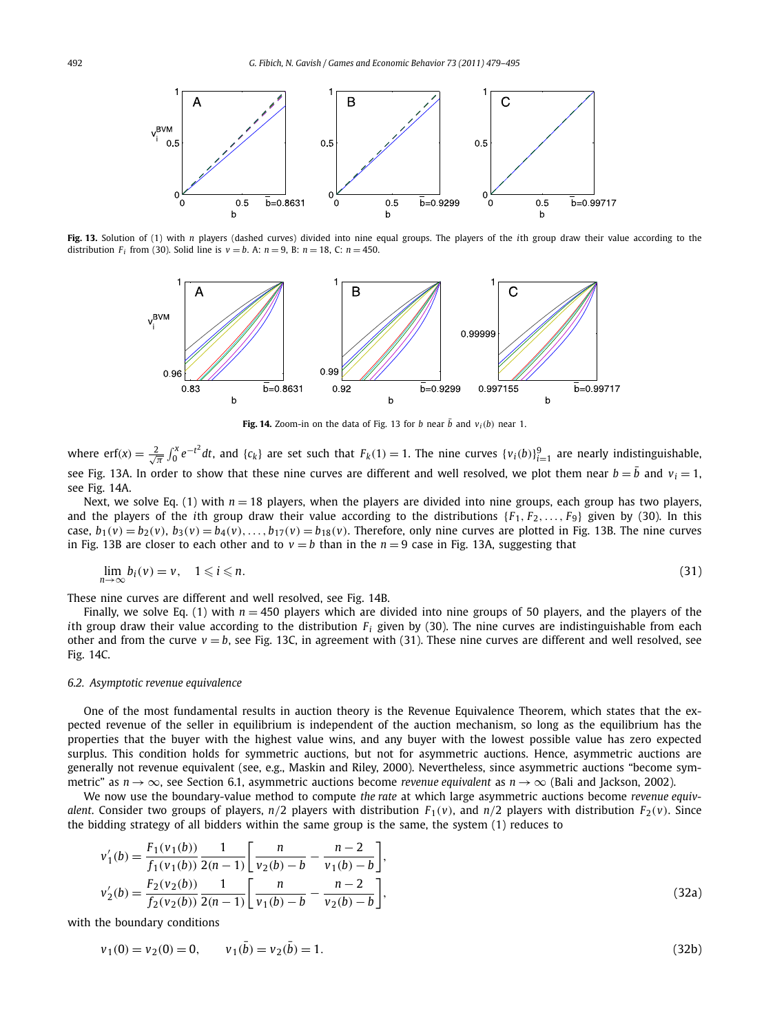**Fig. 13.** Solution of (1) with $n$ players (dashed curves) divided into nine equal groups. The players of the $i$th group draw their value according to the distribution $F_i$ from (30). Solid line is $v = b$. A: $n = 9$, B: $n = 18$, C: $n = 450$.

**Fig. 14.** Zoom-in on the data of Fig. 13 for $b$ near $\bar{b}$ and $v_i(b)$ near 1.

where $\mathrm{erf}(x) = \frac{2}{\sqrt{\pi}} \int_0^x e^{-t^2} dt$, and $\{c_k\}$ are set such that $F_k(1) = 1$. The nine curves $\{v_i(b)\}_{i=1}^9$ are nearly indistinguishable, see Fig. 13A. In order to show that these nine curves are different and well resolved, we plot them near $b = \bar{b}$ and $v_i = 1$, see Fig. 14A.

Next, we solve Eq. (1) with $n = 18$ players, when the players are divided into nine groups, each group has two players, and the players of the $i$th group draw their value according to the distributions $\{F_1, F_2, \dots, F_9\}$ given by (30). In this case, $b_1(v) = b_2(v)$, $b_3(v) = b_4(v), \dots, b_{17}(v) = b_{18}(v)$. Therefore, only nine curves are plotted in Fig. 13B. The nine curves in Fig. 13B are closer to each other and to $v = b$ than in the $n = 9$ case in Fig. 13A, suggesting that

$$\lim_{n \to \infty} b_i(v) = v, \quad 1 \leqslant i \leqslant n. \tag{31}$$

These nine curves are different and well resolved, see Fig. 14B.

Finally, we solve Eq. (1) with $n = 450$ players which are divided into nine groups of 50 players, and the players of the $i$th group draw their value according to the distribution $F_i$ given by (30). The nine curves are indistinguishable from each other and from the curve $v = b$, see Fig. 13C, in agreement with (31). These nine curves are different and well resolved, see Fig. 14C.

### 6.2. Asymptotic revenue equivalence

One of the most fundamental results in auction theory is the Revenue Equivalence Theorem, which states that the expected revenue of the seller in equilibrium is independent of the auction mechanism, so long as the equilibrium has the properties that the buyer with the highest value wins, and any buyer with the lowest possible value has zero expected surplus. This condition holds for symmetric auctions, but not for asymmetric auctions. Hence, asymmetric auctions are generally not revenue equivalent (see, e.g., Maskin and Riley, 2000). Nevertheless, since asymmetric auctions "become symmetric" as $n \to \infty$, see Section 6.1, asymmetric auctions become *revenue equivalent* as $n \to \infty$ (Bali and Jackson, 2002).

We now use the boundary-value method to compute *the rate* at which large asymmetric auctions become *revenue equivalent*. Consider two groups of players, $n/2$ players with distribution $F_1(v)$, and $n/2$ players with distribution $F_2(v)$. Since the bidding strategy of all bidders within the same group is the same, the system (1) reduces to

$$v_1'(b) = \frac{F_1(v_1(b))}{f_1(v_1(b))} \frac{1}{2(n-1)} \left[ \frac{n}{v_2(b) - b} - \frac{n-2}{v_1(b) - b} \right],$$
$$v_2'(b) = \frac{F_2(v_2(b))}{f_2(v_2(b))} \frac{1}{2(n-1)} \left[ \frac{n}{v_1(b) - b} - \frac{n-2}{v_2(b) - b} \right], \tag{32a}$$

with the boundary conditions

$$v_1(0) = v_2(0) = 0, \qquad v_1(\bar{b}) = v_2(\bar{b}) = 1. \tag{32b}$$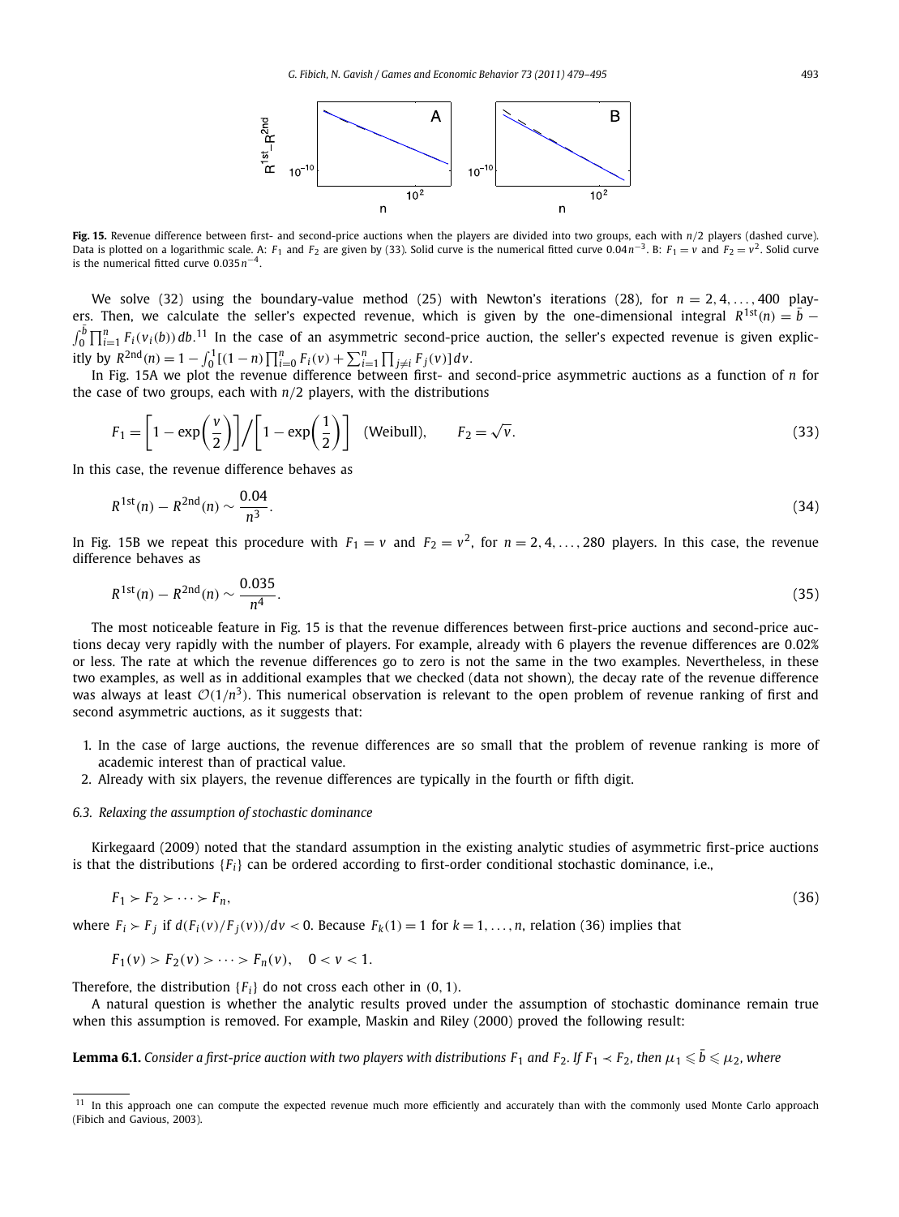**Fig. 15.** Revenue difference between first- and second-price auctions when the players are divided into two groups, each with $n/2$ players (dashed curve). Data is plotted on a logarithmic scale. A: $F_1$ and $F_2$ are given by (33). Solid curve is the numerical fitted curve $0.04n^{-3}$. B: $F_1 = v$ and $F_2 = v^2$. Solid curve is the numerical fitted curve $0.035n^{-4}$.

We solve (32) using the boundary-value method (25) with Newton's iterations (28), for $n = 2, 4, \ldots, 400$ players. Then, we calculate the seller's expected revenue, which is given by the one-dimensional integral $R^{1\text{st}}(n) = \bar{b} - \int_0^{\bar{b}} \prod_{i=1}^n F_i(v_i(b))\,db$.[11] In the case of an asymmetric second-price auction, the seller's expected revenue is given explicitly by $R^{2\text{nd}}(n) = 1 - \int_0^1 [(1-n)\prod_{i=0}^n F_i(v) + \sum_{i=1}^n \prod_{j \neq i} F_j(v)]\,dv$.

In Fig. 15A we plot the revenue difference between first- and second-price asymmetric auctions as a function of $n$ for the case of two groups, each with $n/2$ players, with the distributions

$$F_1 = \left[1 - \exp\left(\frac{v}{2}\right)\right] \Big/ \left[1 - \exp\left(\frac{1}{2}\right)\right] \quad \text{(Weibull)}, \qquad F_2 = \sqrt{v}. \tag{33}$$

In this case, the revenue difference behaves as

$$R^{1\text{st}}(n) - R^{2\text{nd}}(n) \sim \frac{0.04}{n^3}. \tag{34}$$

In Fig. 15B we repeat this procedure with $F_1 = v$ and $F_2 = v^2$, for $n = 2, 4, \ldots, 280$ players. In this case, the revenue difference behaves as

$$R^{1\text{st}}(n) - R^{2\text{nd}}(n) \sim \frac{0.035}{n^4}. \tag{35}$$

The most noticeable feature in Fig. 15 is that the revenue differences between first-price auctions and second-price auctions decay very rapidly with the number of players. For example, already with 6 players the revenue differences are 0.02% or less. The rate at which the revenue differences go to zero is not the same in the two examples. Nevertheless, in these two examples, as well as in additional examples that we checked (data not shown), the decay rate of the revenue difference was always at least $\mathcal{O}(1/n^3)$. This numerical observation is relevant to the open problem of revenue ranking of first and second asymmetric auctions, as it suggests that:

1. In the case of large auctions, the revenue differences are so small that the problem of revenue ranking is more of academic interest than of practical value.
2. Already with six players, the revenue differences are typically in the fourth or fifth digit.

### 6.3. Relaxing the assumption of stochastic dominance

Kirkegaard (2009) noted that the standard assumption in the existing analytic studies of asymmetric first-price auctions is that the distributions $\{F_i\}$ can be ordered according to first-order conditional stochastic dominance, i.e.,

$$F_1 \succ F_2 \succ \cdots \succ F_n, \tag{36}$$

where $F_i \succ F_j$ if $d(F_i(v)/F_j(v))/dv < 0$. Because $F_k(1) = 1$ for $k = 1, \ldots, n$, relation (36) implies that

$$F_1(v) > F_2(v) > \cdots > F_n(v), \quad 0 < v < 1.$$

Therefore, the distribution $\{F_i\}$ do not cross each other in $(0, 1)$.

A natural question is whether the analytic results proved under the assumption of stochastic dominance remain true when this assumption is removed. For example, Maskin and Riley (2000) proved the following result:

**Lemma 6.1.** *Consider a first-price auction with two players with distributions $F_1$ and $F_2$. If $F_1 \prec F_2$, then $\mu_1 \leqslant \bar{b} \leqslant \mu_2$, where*

[11] In this approach one can compute the expected revenue much more efficiently and accurately than with the commonly used Monte Carlo approach (Fibich and Gavious, 2003).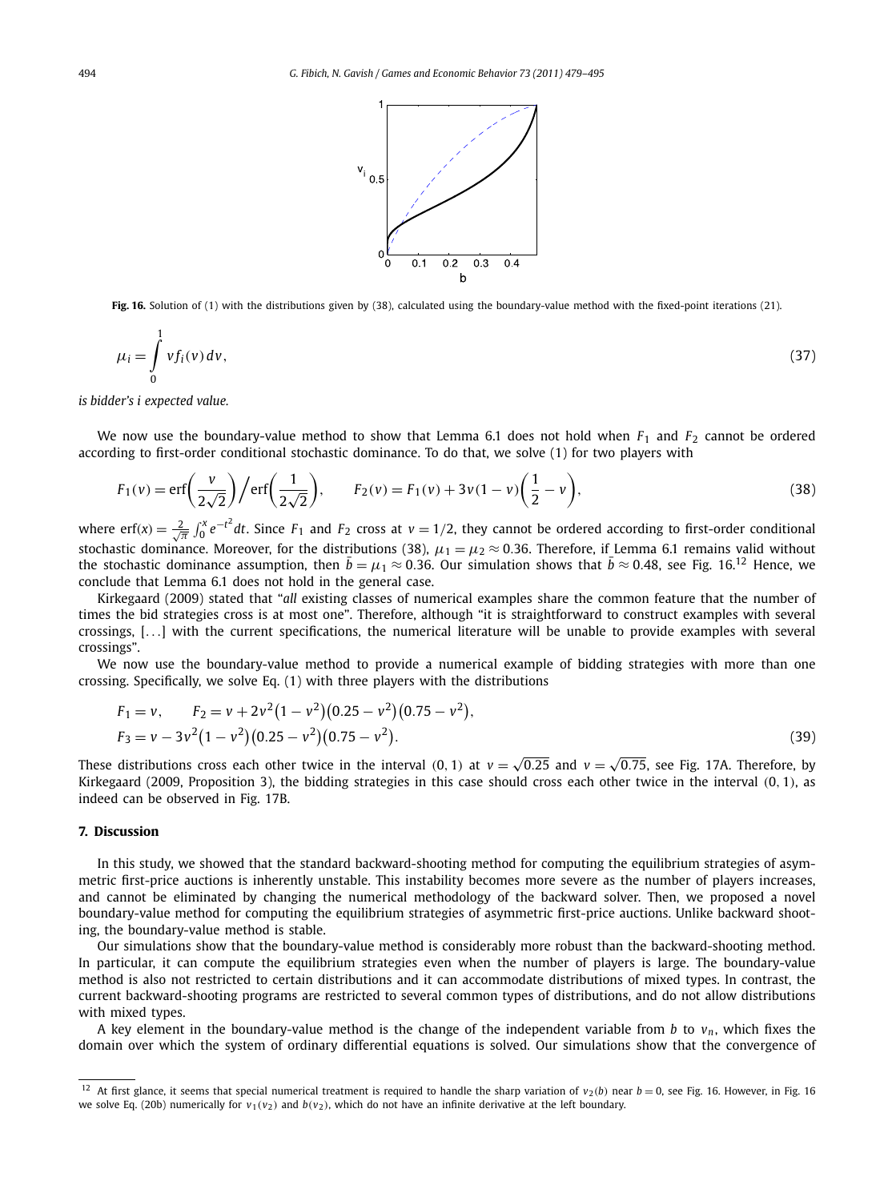**Fig. 16.** Solution of (1) with the distributions given by (38), calculated using the boundary-value method with the fixed-point iterations (21).

$$\mu_i = \int_0^1 v f_i(v)\,dv, \tag{37}$$

*is bidder's i expected value.*

We now use the boundary-value method to show that Lemma 6.1 does not hold when $F_1$ and $F_2$ cannot be ordered according to first-order conditional stochastic dominance. To do that, we solve (1) for two players with

$$F_1(v) = \operatorname{erf}\left(\frac{v}{2\sqrt{2}}\right) \Big/ \operatorname{erf}\left(\frac{1}{2\sqrt{2}}\right), \qquad F_2(v) = F_1(v) + 3v(1-v)\left(\frac{1}{2} - v\right), \tag{38}$$

where $\operatorname{erf}(x) = \frac{2}{\sqrt{\pi}} \int_0^x e^{-t^2} dt$. Since $F_1$ and $F_2$ cross at $v = 1/2$, they cannot be ordered according to first-order conditional stochastic dominance. Moreover, for the distributions (38), $\mu_1 = \mu_2 \approx 0.36$. Therefore, if Lemma 6.1 remains valid without the stochastic dominance assumption, then $\bar{b} = \mu_1 \approx 0.36$. Our simulation shows that $\bar{b} \approx 0.48$, see Fig. 16.[12] Hence, we conclude that Lemma 6.1 does not hold in the general case.

Kirkegaard (2009) stated that "*all* existing classes of numerical examples share the common feature that the number of times the bid strategies cross is at most one". Therefore, although "it is straightforward to construct examples with several crossings, [...] with the current specifications, the numerical literature will be unable to provide examples with several crossings".

We now use the boundary-value method to provide a numerical example of bidding strategies with more than one crossing. Specifically, we solve Eq. (1) with three players with the distributions

$$\begin{aligned} &F_1 = v, \qquad F_2 = v + 2v^2(1-v^2)(0.25 - v^2)(0.75 - v^2), \\ &F_3 = v - 3v^2(1-v^2)(0.25 - v^2)(0.75 - v^2). \end{aligned} \tag{39}$$

These distributions cross each other twice in the interval $(0, 1)$ at $v = \sqrt{0.25}$ and $v = \sqrt{0.75}$, see Fig. 17A. Therefore, by Kirkegaard (2009, Proposition 3), the bidding strategies in this case should cross each other twice in the interval $(0, 1)$, as indeed can be observed in Fig. 17B.

## 7. Discussion

In this study, we showed that the standard backward-shooting method for computing the equilibrium strategies of asymmetric first-price auctions is inherently unstable. This instability becomes more severe as the number of players increases, and cannot be eliminated by changing the numerical methodology of the backward solver. Then, we proposed a novel boundary-value method for computing the equilibrium strategies of asymmetric first-price auctions. Unlike backward shooting, the boundary-value method is stable.

Our simulations show that the boundary-value method is considerably more robust than the backward-shooting method. In particular, it can compute the equilibrium strategies even when the number of players is large. The boundary-value method is also not restricted to certain distributions and it can accommodate distributions of mixed types. In contrast, the current backward-shooting programs are restricted to several common types of distributions, and do not allow distributions with mixed types.

A key element in the boundary-value method is the change of the independent variable from $b$ to $v_n$, which fixes the domain over which the system of ordinary differential equations is solved. Our simulations show that the convergence of

[12] At first glance, it seems that special numerical treatment is required to handle the sharp variation of $v_2(b)$ near $b = 0$, see Fig. 16. However, in Fig. 16 we solve Eq. (20b) numerically for $v_1(v_2)$ and $b(v_2)$, which do not have an infinite derivative at the left boundary.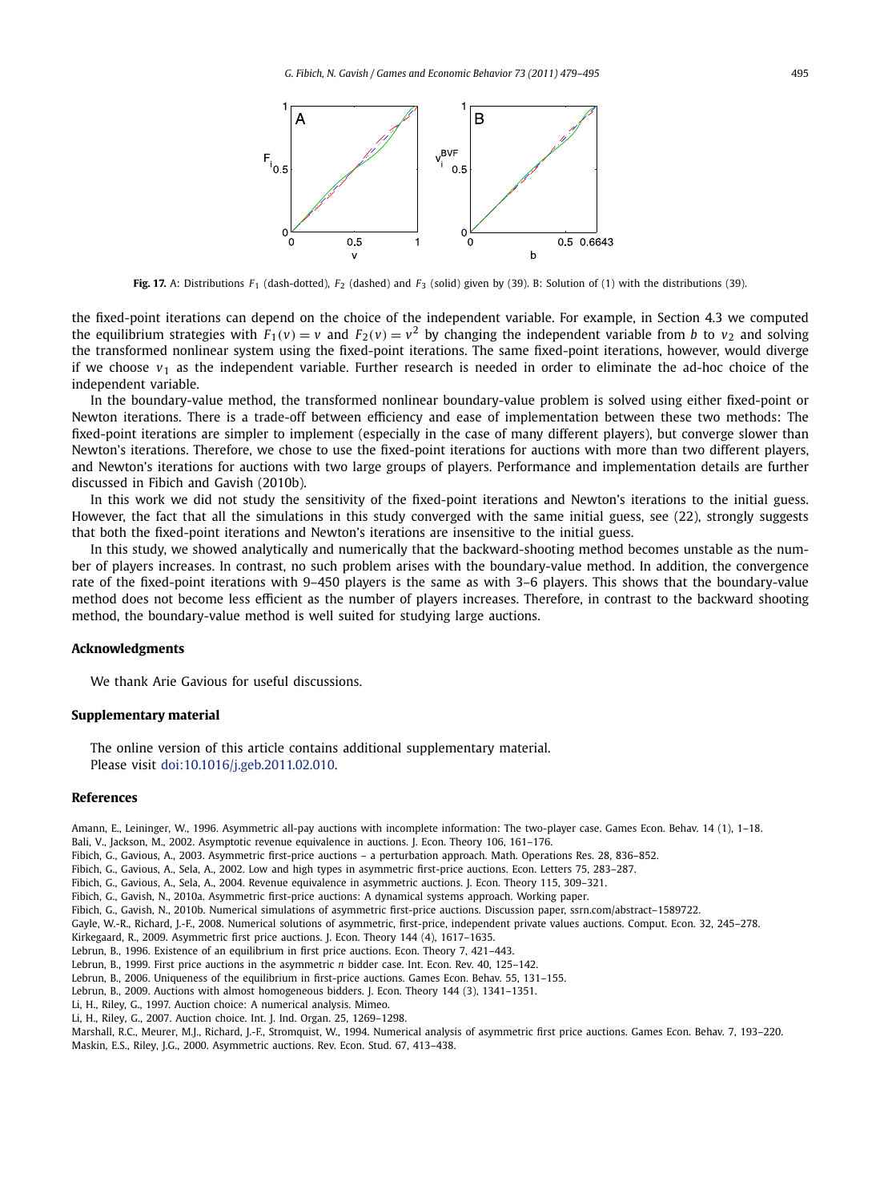A

1

$F_i$ 0.5

0

0 0.5 1

v

B

1

$v_i^{BVF}$ 0.5

0

0 0.5 0.6643

b

**Fig. 17.** A: Distributions $F_1$ (dash-dotted), $F_2$ (dashed) and $F_3$ (solid) given by (39). B: Solution of (1) with the distributions (39).

the fixed-point iterations can depend on the choice of the independent variable. For example, in Section 4.3 we computed the equilibrium strategies with $F_1(v) = v$ and $F_2(v) = v^2$ by changing the independent variable from $b$ to $v_2$ and solving the transformed nonlinear system using the fixed-point iterations. The same fixed-point iterations, however, would diverge if we choose $v_1$ as the independent variable. Further research is needed in order to eliminate the ad-hoc choice of the independent variable.

In the boundary-value method, the transformed nonlinear boundary-value problem is solved using either fixed-point or Newton iterations. There is a trade-off between efficiency and ease of implementation between these two methods: The fixed-point iterations are simpler to implement (especially in the case of many different players), but converge slower than Newton's iterations. Therefore, we chose to use the fixed-point iterations for auctions with more than two different players, and Newton's iterations for auctions with two large groups of players. Performance and implementation details are further discussed in Fibich and Gavish (2010b).

In this work we did not study the sensitivity of the fixed-point iterations and Newton's iterations to the initial guess. However, the fact that all the simulations in this study converged with the same initial guess, see (22), strongly suggests that both the fixed-point iterations and Newton's iterations are insensitive to the initial guess.

In this study, we showed analytically and numerically that the backward-shooting method becomes unstable as the number of players increases. In contrast, no such problem arises with the boundary-value method. In addition, the convergence rate of the fixed-point iterations with 9–450 players is the same as with 3–6 players. This shows that the boundary-value method does not become less efficient as the number of players increases. Therefore, in contrast to the backward shooting method, the boundary-value method is well suited for studying large auctions.

## Acknowledgments

We thank Arie Gavious for useful discussions.

## Supplementary material

The online version of this article contains additional supplementary material.
Please visit doi:10.1016/j.geb.2011.02.010.

## References

Amann, E., Leininger, W., 1996. Asymmetric all-pay auctions with incomplete information: The two-player case. Games Econ. Behav. 14 (1), 1–18.
Bali, V., Jackson, M., 2002. Asymptotic revenue equivalence in auctions. J. Econ. Theory 106, 161–176.
Fibich, G., Gavious, A., 2003. Asymmetric first-price auctions – a perturbation approach. Math. Operations Res. 28, 836–852.
Fibich, G., Gavious, A., Sela, A., 2002. Low and high types in asymmetric first-price auctions. Econ. Letters 75, 283–287.
Fibich, G., Gavious, A., Sela, A., 2004. Revenue equivalence in asymmetric auctions. J. Econ. Theory 115, 309–321.
Fibich, G., Gavish, N., 2010a. Asymmetric first-price auctions: A dynamical systems approach. Working paper.
Fibich, G., Gavish, N., 2010b. Numerical simulations of asymmetric first-price auctions. Discussion paper, ssrn.com/abstract=1589722.
Gayle, W.-R., Richard, J.-F., 2008. Numerical solutions of asymmetric, first-price, independent private values auctions. Comput. Econ. 32, 245–278.
Kirkegaard, R., 2009. Asymmetric first price auctions. J. Econ. Theory 144 (4), 1617–1635.
Lebrun, B., 1996. Existence of an equilibrium in first price auctions. Econ. Theory 7, 421–443.
Lebrun, B., 1999. First price auctions in the asymmetric *n* bidder case. Int. Econ. Rev. 40, 125–142.
Lebrun, B., 2006. Uniqueness of the equilibrium in first-price auctions. Games Econ. Behav. 55, 131–155.
Lebrun, B., 2009. Auctions with almost homogeneous bidders. J. Econ. Theory 144 (3), 1341–1351.
Li, H., Riley, G., 1997. Auction choice: A numerical analysis. Mimeo.
Li, H., Riley, G., 2007. Auction choice. Int. J. Ind. Organ. 25, 1269–1298.
Marshall, R.C., Meurer, M.J., Richard, J.-F., Stromquist, W., 1994. Numerical analysis of asymmetric first price auctions. Games Econ. Behav. 7, 193–220.
Maskin, E.S., Riley, J.G., 2000. Asymmetric auctions. Rev. Econ. Stud. 67, 413–438.